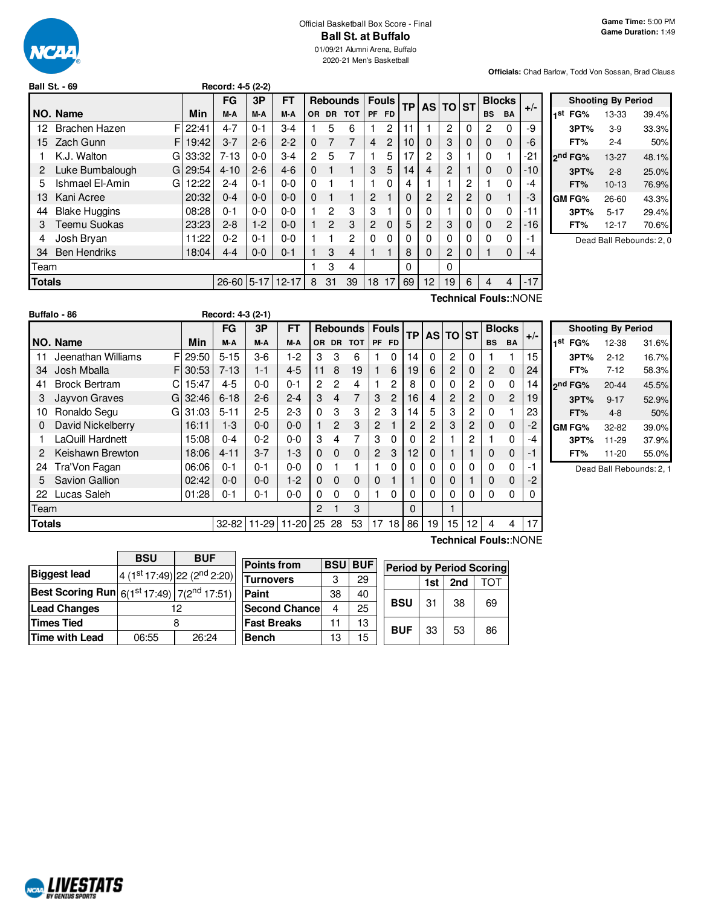Official Basketball Box Score - Final

# Ball St. at Buffalo

01/09/21 Alumni Arena, Buffalo

2020-21 Men's Basketball

**Game Time:** 5:00 PM
**Game Duration:** 1:49

**Officials:** Chad Barlow, Todd Von Sossan, Brad Clauss

**Ball St. - 69** Record: 4-5 (2-2)

| NO. | Name | | Min | FG M-A | 3P M-A | FT M-A | OR | DR | TOT | PF | FD | TP | AS | TO | ST | BS | BA | +/- |
|---|---|---|---|---|---|---|---|---|---|---|---|---|---|---|---|---|---|---|
| 12 | Brachen Hazen | F | 22:41 | 4-7 | 0-1 | 3-4 | 1 | 5 | 6 | 1 | 2 | 11 | 1 | 2 | 0 | 2 | 0 | -9 |
| 15 | Zach Gunn | F | 19:42 | 3-7 | 2-6 | 2-2 | 0 | 7 | 7 | 4 | 2 | 10 | 0 | 3 | 0 | 0 | 0 | -6 |
| 1 | K.J. Walton | G | 33:32 | 7-13 | 0-0 | 3-4 | 2 | 5 | 7 | 1 | 5 | 17 | 2 | 3 | 1 | 0 | 1 | -21 |
| 2 | Luke Bumbalough | G | 29:54 | 4-10 | 2-6 | 4-6 | 0 | 1 | 1 | 3 | 5 | 14 | 4 | 2 | 1 | 0 | 0 | -10 |
| 5 | Ishmael El-Amin | G | 12:22 | 2-4 | 0-1 | 0-0 | 0 | 1 | 1 | 1 | 0 | 4 | 1 | 1 | 2 | 1 | 0 | -4 |
| 13 | Kani Acree | | 20:32 | 0-4 | 0-0 | 0-0 | 0 | 1 | 1 | 2 | 1 | 0 | 2 | 2 | 2 | 0 | 1 | -3 |
| 44 | Blake Huggins | | 08:28 | 0-1 | 0-0 | 0-0 | 1 | 2 | 3 | 3 | 1 | 0 | 0 | 1 | 0 | 0 | 0 | -11 |
| 3 | Teemu Suokas | | 23:23 | 2-8 | 1-2 | 0-0 | 1 | 2 | 3 | 2 | 0 | 5 | 2 | 3 | 0 | 0 | 2 | -16 |
| 4 | Josh Bryan | | 11:22 | 0-2 | 0-1 | 0-0 | 1 | 1 | 2 | 0 | 0 | 0 | 0 | 0 | 0 | 0 | 0 | -1 |
| 34 | Ben Hendriks | | 18:04 | 4-4 | 0-0 | 0-1 | 1 | 3 | 4 | 1 | 1 | 8 | 0 | 2 | 0 | 1 | 0 | -4 |
| | Team | | | | | | 1 | 3 | 4 | | | 0 | | 0 | | | | |
| | **Totals** | | | 26-60 | 5-17 | 12-17 | 8 | 31 | 39 | 18 | 17 | 69 | 12 | 19 | 6 | 4 | 4 | -17 |

**Technical Fouls:**:NONE

| Shooting By Period | | |
|---|---|---|
| 1st FG% | 13-33 | 39.4% |
| 3PT% | 3-9 | 33.3% |
| FT% | 2-4 | 50% |
| 2nd FG% | 13-27 | 48.1% |
| 3PT% | 2-8 | 25.0% |
| FT% | 10-13 | 76.9% |
| GM FG% | 26-60 | 43.3% |
| 3PT% | 5-17 | 29.4% |
| FT% | 12-17 | 70.6% |

Dead Ball Rebounds: 2, 0

**Buffalo - 86** Record: 4-3 (2-1)

| NO. | Name | | Min | FG M-A | 3P M-A | FT M-A | OR | DR | TOT | PF | FD | TP | AS | TO | ST | BS | BA | +/- |
|---|---|---|---|---|---|---|---|---|---|---|---|---|---|---|---|---|---|---|
| 11 | Jeenathan Williams | F | 29:50 | 5-15 | 3-6 | 1-2 | 3 | 3 | 6 | 1 | 0 | 14 | 0 | 2 | 0 | 1 | 1 | 15 |
| 34 | Josh Mballa | F | 30:53 | 7-13 | 1-1 | 4-5 | 11 | 8 | 19 | 1 | 6 | 19 | 6 | 2 | 0 | 2 | 0 | 24 |
| 41 | Brock Bertram | C | 15:47 | 4-5 | 0-0 | 0-1 | 2 | 2 | 4 | 1 | 2 | 8 | 0 | 0 | 2 | 0 | 0 | 14 |
| 3 | Jayvon Graves | G | 32:46 | 6-18 | 2-6 | 2-4 | 3 | 4 | 7 | 3 | 2 | 16 | 4 | 2 | 2 | 0 | 2 | 19 |
| 10 | Ronaldo Segu | G | 31:03 | 5-11 | 2-5 | 2-3 | 0 | 3 | 3 | 2 | 3 | 14 | 5 | 3 | 2 | 0 | 1 | 23 |
| 0 | David Nickelberry | | 16:11 | 1-3 | 0-0 | 0-0 | 1 | 2 | 3 | 2 | 1 | 2 | 2 | 3 | 2 | 0 | 0 | -2 |
| 1 | LaQuill Hardnett | | 15:08 | 0-4 | 0-2 | 0-0 | 3 | 4 | 7 | 3 | 0 | 0 | 2 | 1 | 2 | 1 | 0 | -4 |
| 2 | Keishawn Brewton | | 18:06 | 4-11 | 3-7 | 1-3 | 0 | 0 | 0 | 2 | 3 | 12 | 0 | 1 | 1 | 0 | 0 | -1 |
| 24 | Tra'Von Fagan | | 06:06 | 0-1 | 0-1 | 0-0 | 0 | 1 | 1 | 1 | 0 | 0 | 0 | 0 | 0 | 0 | 0 | -1 |
| 5 | Savion Gallion | | 02:42 | 0-0 | 0-0 | 1-2 | 0 | 0 | 0 | 0 | 1 | 1 | 0 | 0 | 1 | 0 | 0 | -2 |
| 22 | Lucas Saleh | | 01:28 | 0-1 | 0-1 | 0-0 | 0 | 0 | 0 | 1 | 0 | 0 | 0 | 0 | 0 | 0 | 0 | 0 |
| | Team | | | | | | 2 | 1 | 3 | | | 0 | | 1 | | | | |
| | **Totals** | | | 32-82 | 11-29 | 11-20 | 25 | 28 | 53 | 17 | 18 | 86 | 19 | 15 | 12 | 4 | 4 | 17 |

**Technical Fouls:**:NONE

| Shooting By Period | | |
|---|---|---|
| 1st FG% | 12-38 | 31.6% |
| 3PT% | 2-12 | 16.7% |
| FT% | 7-12 | 58.3% |
| 2nd FG% | 20-44 | 45.5% |
| 3PT% | 9-17 | 52.9% |
| FT% | 4-8 | 50% |
| GM FG% | 32-82 | 39.0% |
| 3PT% | 11-29 | 37.9% |
| FT% | 11-20 | 55.0% |

Dead Ball Rebounds: 2, 1

| | BSU | BUF |
|---|---|---|
| Biggest lead | 4 (1st 17:49) | 22 (2nd 2:20) |
| Best Scoring Run | 6(1st 17:49) | 7(2nd 17:51) |
| Lead Changes | 12 | |
| Times Tied | 8 | |
| Time with Lead | 06:55 | 26:24 |

| Points from | BSU | BUF |
|---|---|---|
| Turnovers | 3 | 29 |
| Paint | 38 | 40 |
| Second Chance | 4 | 25 |
| Fast Breaks | 11 | 13 |
| Bench | 13 | 15 |

| Period by Period Scoring | 1st | 2nd | TOT |
|---|---|---|---|
| BSU | 31 | 38 | 69 |
| BUF | 33 | 53 | 86 |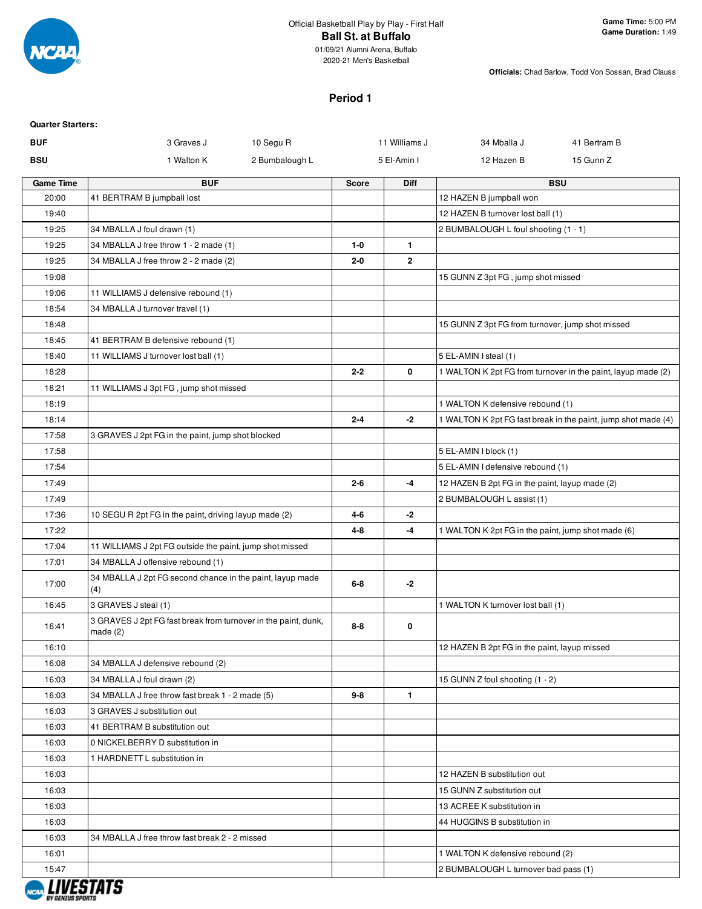Official Basketball Play by Play - First Half

# Ball St. at Buffalo

01/09/21 Alumni Arena, Buffalo
2020-21 Men's Basketball

**Game Time:** 5:00 PM
**Game Duration:** 1:49

**Officials:** Chad Barlow, Todd Von Sossan, Brad Clauss

## Period 1

**Quarter Starters:**

| | | | | | |
|---|---|---|---|---|---|
| **BUF** | 3 Graves J | 10 Segu R | 11 Williams J | 34 Mballa J | 41 Bertram B |
| **BSU** | 1 Walton K | 2 Bumbalough L | 5 El-Amin I | 12 Hazen B | 15 Gunn Z |

| Game Time | BUF | Score | Diff | BSU |
|---|---|---|---|---|
| 20:00 | 41 BERTRAM B jumpball lost | | | 12 HAZEN B jumpball won |
| 19:40 | | | | 12 HAZEN B turnover lost ball (1) |
| 19:25 | 34 MBALLA J foul drawn (1) | | | 2 BUMBALOUGH L foul shooting (1 - 1) |
| 19:25 | 34 MBALLA J free throw 1 - 2 made (1) | 1-0 | 1 | |
| 19:25 | 34 MBALLA J free throw 2 - 2 made (2) | 2-0 | 2 | |
| 19:08 | | | | 15 GUNN Z 3pt FG , jump shot missed |
| 19:06 | 11 WILLIAMS J defensive rebound (1) | | | |
| 18:54 | 34 MBALLA J turnover travel (1) | | | |
| 18:48 | | | | 15 GUNN Z 3pt FG from turnover, jump shot missed |
| 18:45 | 41 BERTRAM B defensive rebound (1) | | | |
| 18:40 | 11 WILLIAMS J turnover lost ball (1) | | | 5 EL-AMIN I steal (1) |
| 18:28 | | 2-2 | 0 | 1 WALTON K 2pt FG from turnover in the paint, layup made (2) |
| 18:21 | 11 WILLIAMS J 3pt FG , jump shot missed | | | |
| 18:19 | | | | 1 WALTON K defensive rebound (1) |
| 18:14 | | 2-4 | -2 | 1 WALTON K 2pt FG fast break in the paint, jump shot made (4) |
| 17:58 | 3 GRAVES J 2pt FG in the paint, jump shot blocked | | | |
| 17:58 | | | | 5 EL-AMIN I block (1) |
| 17:54 | | | | 5 EL-AMIN I defensive rebound (1) |
| 17:49 | | 2-6 | -4 | 12 HAZEN B 2pt FG in the paint, layup made (2) |
| 17:49 | | | | 2 BUMBALOUGH L assist (1) |
| 17:36 | 10 SEGU R 2pt FG in the paint, driving layup made (2) | 4-6 | -2 | |
| 17:22 | | 4-8 | -4 | 1 WALTON K 2pt FG in the paint, jump shot made (6) |
| 17:04 | 11 WILLIAMS J 2pt FG outside the paint, jump shot missed | | | |
| 17:01 | 34 MBALLA J offensive rebound (1) | | | |
| 17:00 | 34 MBALLA J 2pt FG second chance in the paint, layup made (4) | 6-8 | -2 | |
| 16:45 | 3 GRAVES J steal (1) | | | 1 WALTON K turnover lost ball (1) |
| 16:41 | 3 GRAVES J 2pt FG fast break from turnover in the paint, dunk, made (2) | 8-8 | 0 | |
| 16:10 | | | | 12 HAZEN B 2pt FG in the paint, layup missed |
| 16:08 | 34 MBALLA J defensive rebound (2) | | | |
| 16:03 | 34 MBALLA J foul drawn (2) | | | 15 GUNN Z foul shooting (1 - 2) |
| 16:03 | 34 MBALLA J free throw fast break 1 - 2 made (5) | 9-8 | 1 | |
| 16:03 | 3 GRAVES J substitution out | | | |
| 16:03 | 41 BERTRAM B substitution out | | | |
| 16:03 | 0 NICKELBERRY D substitution in | | | |
| 16:03 | 1 HARDNETT L substitution in | | | |
| 16:03 | | | | 12 HAZEN B substitution out |
| 16:03 | | | | 15 GUNN Z substitution out |
| 16:03 | | | | 13 ACREE K substitution in |
| 16:03 | | | | 44 HUGGINS B substitution in |
| 16:03 | 34 MBALLA J free throw fast break 2 - 2 missed | | | |
| 16:01 | | | | 1 WALTON K defensive rebound (2) |
| 15:47 | | | | 2 BUMBALOUGH L turnover bad pass (1) |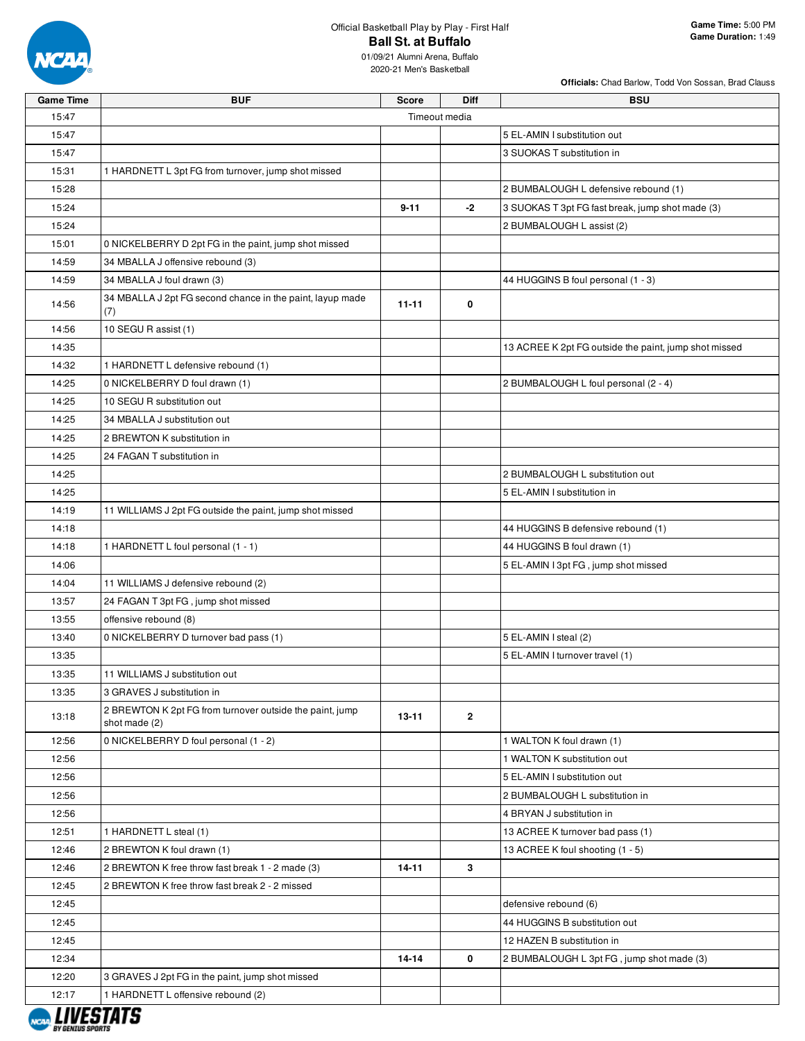Official Basketball Play by Play - First Half

# Ball St. at Buffalo

01/09/21 Alumni Arena, Buffalo
2020-21 Men's Basketball

**Game Time:** 5:00 PM
**Game Duration:** 1:49

**Officials:** Chad Barlow, Todd Von Sossan, Brad Clauss

| Game Time | BUF | Score | Diff | BSU |
|---|---|---|---|---|
| 15:47 | | Timeout media | | |
| 15:47 | | | | 5 EL-AMIN I substitution out |
| 15:47 | | | | 3 SUOKAS T substitution in |
| 15:31 | 1 HARDNETT L 3pt FG from turnover, jump shot missed | | | |
| 15:28 | | | | 2 BUMBALOUGH L defensive rebound (1) |
| 15:24 | | 9-11 | -2 | 3 SUOKAS T 3pt FG fast break, jump shot made (3) |
| 15:24 | | | | 2 BUMBALOUGH L assist (2) |
| 15:01 | 0 NICKELBERRY D 2pt FG in the paint, jump shot missed | | | |
| 14:59 | 34 MBALLA J offensive rebound (3) | | | |
| 14:59 | 34 MBALLA J foul drawn (3) | | | 44 HUGGINS B foul personal (1 - 3) |
| 14:56 | 34 MBALLA J 2pt FG second chance in the paint, layup made (7) | 11-11 | 0 | |
| 14:56 | 10 SEGU R assist (1) | | | |
| 14:35 | | | | 13 ACREE K 2pt FG outside the paint, jump shot missed |
| 14:32 | 1 HARDNETT L defensive rebound (1) | | | |
| 14:25 | 0 NICKELBERRY D foul drawn (1) | | | 2 BUMBALOUGH L foul personal (2 - 4) |
| 14:25 | 10 SEGU R substitution out | | | |
| 14:25 | 34 MBALLA J substitution out | | | |
| 14:25 | 2 BREWTON K substitution in | | | |
| 14:25 | 24 FAGAN T substitution in | | | |
| 14:25 | | | | 2 BUMBALOUGH L substitution out |
| 14:25 | | | | 5 EL-AMIN I substitution in |
| 14:19 | 11 WILLIAMS J 2pt FG outside the paint, jump shot missed | | | |
| 14:18 | | | | 44 HUGGINS B defensive rebound (1) |
| 14:18 | 1 HARDNETT L foul personal (1 - 1) | | | 44 HUGGINS B foul drawn (1) |
| 14:06 | | | | 5 EL-AMIN I 3pt FG , jump shot missed |
| 14:04 | 11 WILLIAMS J defensive rebound (2) | | | |
| 13:57 | 24 FAGAN T 3pt FG , jump shot missed | | | |
| 13:55 | offensive rebound (8) | | | |
| 13:40 | 0 NICKELBERRY D turnover bad pass (1) | | | 5 EL-AMIN I steal (2) |
| 13:35 | | | | 5 EL-AMIN I turnover travel (1) |
| 13:35 | 11 WILLIAMS J substitution out | | | |
| 13:35 | 3 GRAVES J substitution in | | | |
| 13:18 | 2 BREWTON K 2pt FG from turnover outside the paint, jump shot made (2) | 13-11 | 2 | |
| 12:56 | 0 NICKELBERRY D foul personal (1 - 2) | | | 1 WALTON K foul drawn (1) |
| 12:56 | | | | 1 WALTON K substitution out |
| 12:56 | | | | 5 EL-AMIN I substitution out |
| 12:56 | | | | 2 BUMBALOUGH L substitution in |
| 12:56 | | | | 4 BRYAN J substitution in |
| 12:51 | 1 HARDNETT L steal (1) | | | 13 ACREE K turnover bad pass (1) |
| 12:46 | 2 BREWTON K foul drawn (1) | | | 13 ACREE K foul shooting (1 - 5) |
| 12:46 | 2 BREWTON K free throw fast break 1 - 2 made (3) | 14-11 | 3 | |
| 12:45 | 2 BREWTON K free throw fast break 2 - 2 missed | | | |
| 12:45 | | | | defensive rebound (6) |
| 12:45 | | | | 44 HUGGINS B substitution out |
| 12:45 | | | | 12 HAZEN B substitution in |
| 12:34 | | 14-14 | 0 | 2 BUMBALOUGH L 3pt FG , jump shot made (3) |
| 12:20 | 3 GRAVES J 2pt FG in the paint, jump shot missed | | | |
| 12:17 | 1 HARDNETT L offensive rebound (2) | | | |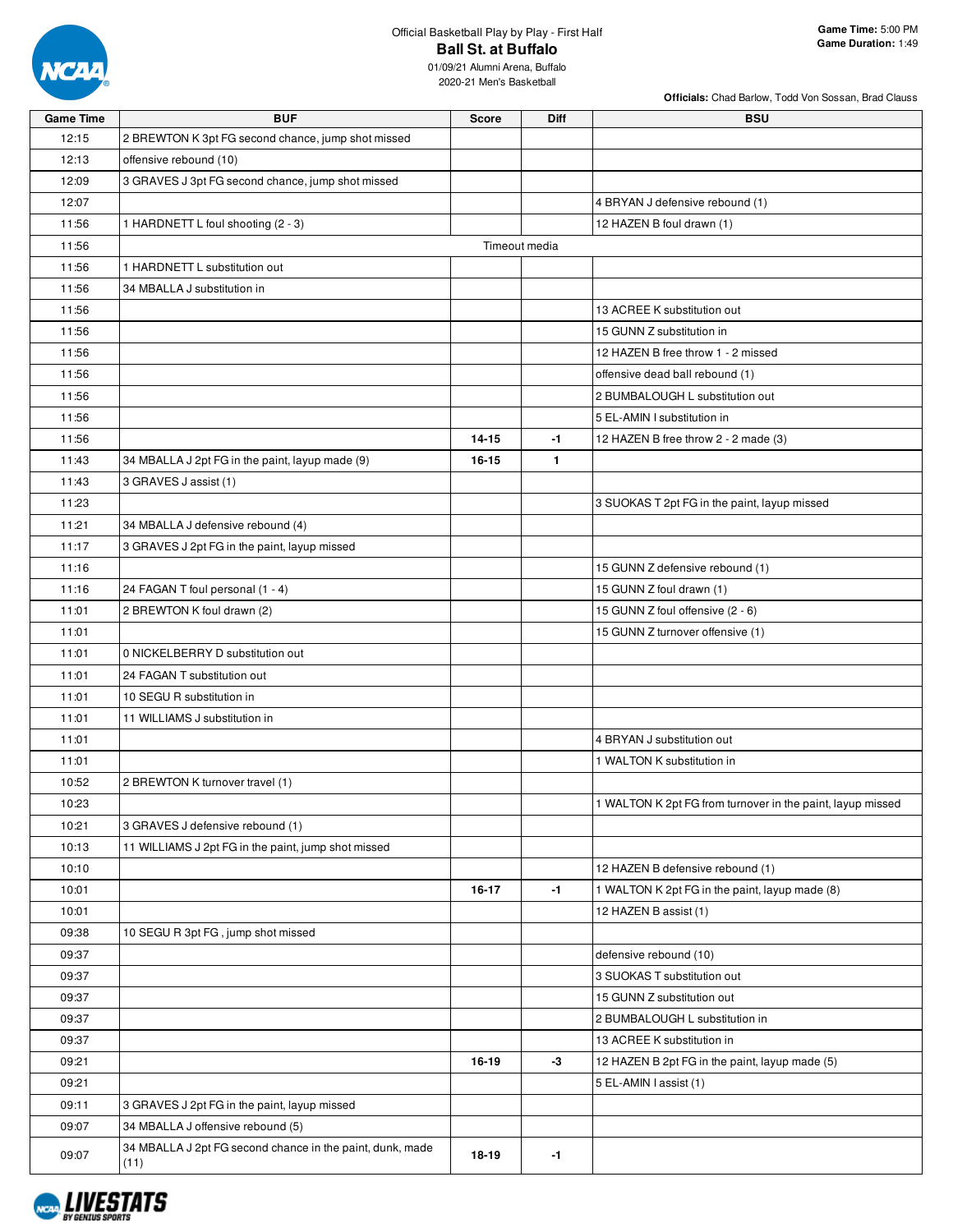Official Basketball Play by Play - First Half

# Ball St. at Buffalo

01/09/21 Alumni Arena, Buffalo
2020-21 Men's Basketball

**Game Time:** 5:00 PM
**Game Duration:** 1:49

**Officials:** Chad Barlow, Todd Von Sossan, Brad Clauss

| Game Time | BUF | Score | Diff | BSU |
|---|---|---|---|---|
| 12:15 | 2 BREWTON K 3pt FG second chance, jump shot missed | | | |
| 12:13 | offensive rebound (10) | | | |
| 12:09 | 3 GRAVES J 3pt FG second chance, jump shot missed | | | |
| 12:07 | | | | 4 BRYAN J defensive rebound (1) |
| 11:56 | 1 HARDNETT L foul shooting (2 - 3) | | | 12 HAZEN B foul drawn (1) |
| 11:56 | Timeout media | | | |
| 11:56 | 1 HARDNETT L substitution out | | | |
| 11:56 | 34 MBALLA J substitution in | | | |
| 11:56 | | | | 13 ACREE K substitution out |
| 11:56 | | | | 15 GUNN Z substitution in |
| 11:56 | | | | 12 HAZEN B free throw 1 - 2 missed |
| 11:56 | | | | offensive dead ball rebound (1) |
| 11:56 | | | | 2 BUMBALOUGH L substitution out |
| 11:56 | | | | 5 EL-AMIN I substitution in |
| 11:56 | | 14-15 | -1 | 12 HAZEN B free throw 2 - 2 made (3) |
| 11:43 | 34 MBALLA J 2pt FG in the paint, layup made (9) | 16-15 | 1 | |
| 11:43 | 3 GRAVES J assist (1) | | | |
| 11:23 | | | | 3 SUOKAS T 2pt FG in the paint, layup missed |
| 11:21 | 34 MBALLA J defensive rebound (4) | | | |
| 11:17 | 3 GRAVES J 2pt FG in the paint, layup missed | | | |
| 11:16 | | | | 15 GUNN Z defensive rebound (1) |
| 11:16 | 24 FAGAN T foul personal (1 - 4) | | | 15 GUNN Z foul drawn (1) |
| 11:01 | 2 BREWTON K foul drawn (2) | | | 15 GUNN Z foul offensive (2 - 6) |
| 11:01 | | | | 15 GUNN Z turnover offensive (1) |
| 11:01 | 0 NICKELBERRY D substitution out | | | |
| 11:01 | 24 FAGAN T substitution out | | | |
| 11:01 | 10 SEGU R substitution in | | | |
| 11:01 | 11 WILLIAMS J substitution in | | | |
| 11:01 | | | | 4 BRYAN J substitution out |
| 11:01 | | | | 1 WALTON K substitution in |
| 10:52 | 2 BREWTON K turnover travel (1) | | | |
| 10:23 | | | | 1 WALTON K 2pt FG from turnover in the paint, layup missed |
| 10:21 | 3 GRAVES J defensive rebound (1) | | | |
| 10:13 | 11 WILLIAMS J 2pt FG in the paint, jump shot missed | | | |
| 10:10 | | | | 12 HAZEN B defensive rebound (1) |
| 10:01 | | 16-17 | -1 | 1 WALTON K 2pt FG in the paint, layup made (8) |
| 10:01 | | | | 12 HAZEN B assist (1) |
| 09:38 | 10 SEGU R 3pt FG , jump shot missed | | | |
| 09:37 | | | | defensive rebound (10) |
| 09:37 | | | | 3 SUOKAS T substitution out |
| 09:37 | | | | 15 GUNN Z substitution out |
| 09:37 | | | | 2 BUMBALOUGH L substitution in |
| 09:37 | | | | 13 ACREE K substitution in |
| 09:21 | | 16-19 | -3 | 12 HAZEN B 2pt FG in the paint, layup made (5) |
| 09:21 | | | | 5 EL-AMIN I assist (1) |
| 09:11 | 3 GRAVES J 2pt FG in the paint, layup missed | | | |
| 09:07 | 34 MBALLA J offensive rebound (5) | | | |
| 09:07 | 34 MBALLA J 2pt FG second chance in the paint, dunk, made (11) | 18-19 | -1 | |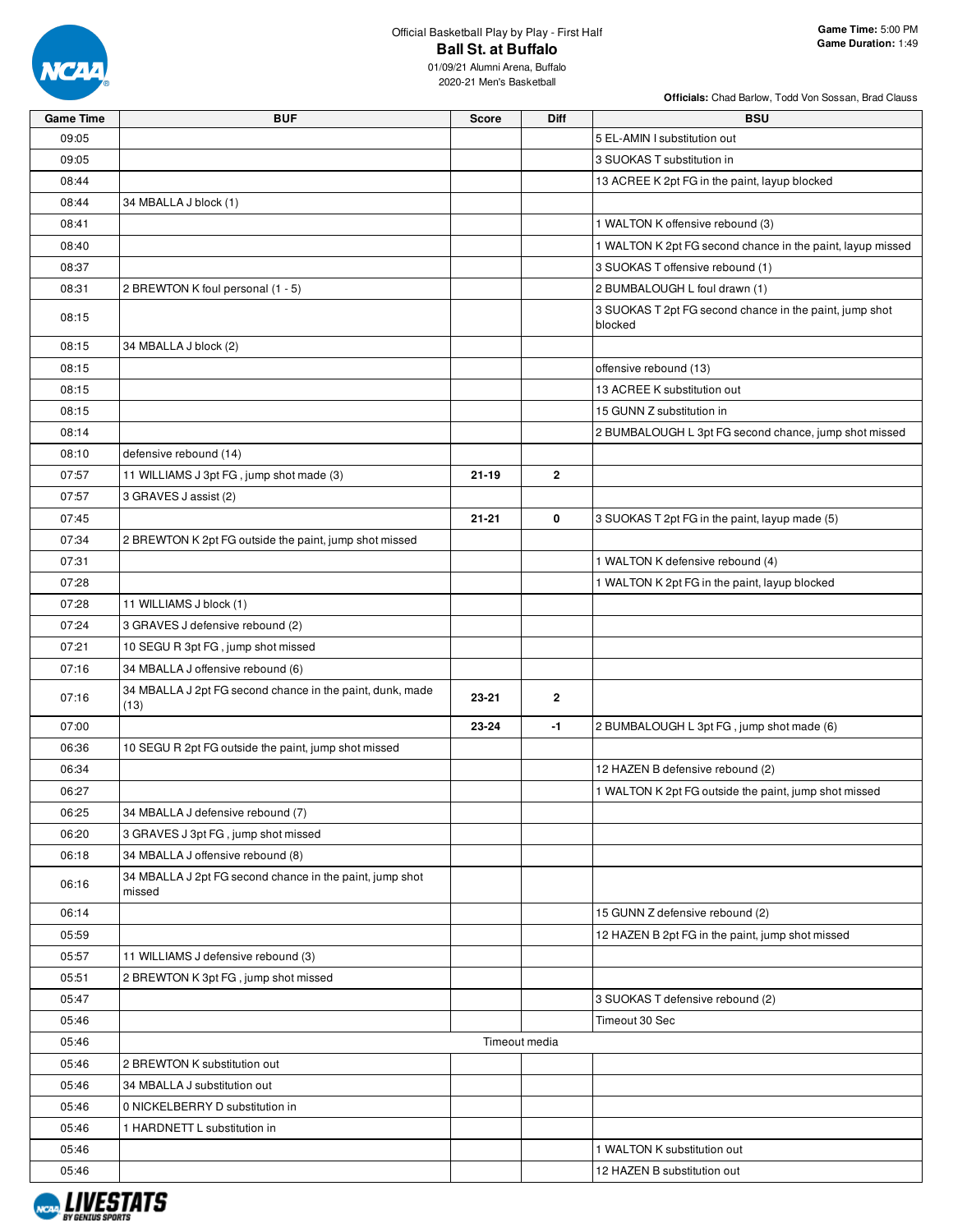Official Basketball Play by Play - First Half

# Ball St. at Buffalo

01/09/21 Alumni Arena, Buffalo

2020-21 Men's Basketball

**Game Time:** 5:00 PM
**Game Duration:** 1:49

**Officials:** Chad Barlow, Todd Von Sossan, Brad Clauss

| Game Time | BUF | Score | Diff | BSU |
|---|---|---|---|---|
| 09:05 | | | | 5 EL-AMIN I substitution out |
| 09:05 | | | | 3 SUOKAS T substitution in |
| 08:44 | | | | 13 ACREE K 2pt FG in the paint, layup blocked |
| 08:44 | 34 MBALLA J block (1) | | | |
| 08:41 | | | | 1 WALTON K offensive rebound (3) |
| 08:40 | | | | 1 WALTON K 2pt FG second chance in the paint, layup missed |
| 08:37 | | | | 3 SUOKAS T offensive rebound (1) |
| 08:31 | 2 BREWTON K foul personal (1 - 5) | | | 2 BUMBALOUGH L foul drawn (1) |
| 08:15 | | | | 3 SUOKAS T 2pt FG second chance in the paint, jump shot blocked |
| 08:15 | 34 MBALLA J block (2) | | | |
| 08:15 | | | | offensive rebound (13) |
| 08:15 | | | | 13 ACREE K substitution out |
| 08:15 | | | | 15 GUNN Z substitution in |
| 08:14 | | | | 2 BUMBALOUGH L 3pt FG second chance, jump shot missed |
| 08:10 | defensive rebound (14) | | | |
| 07:57 | 11 WILLIAMS J 3pt FG , jump shot made (3) | 21-19 | 2 | |
| 07:57 | 3 GRAVES J assist (2) | | | |
| 07:45 | | 21-21 | 0 | 3 SUOKAS T 2pt FG in the paint, layup made (5) |
| 07:34 | 2 BREWTON K 2pt FG outside the paint, jump shot missed | | | |
| 07:31 | | | | 1 WALTON K defensive rebound (4) |
| 07:28 | | | | 1 WALTON K 2pt FG in the paint, layup blocked |
| 07:28 | 11 WILLIAMS J block (1) | | | |
| 07:24 | 3 GRAVES J defensive rebound (2) | | | |
| 07:21 | 10 SEGU R 3pt FG , jump shot missed | | | |
| 07:16 | 34 MBALLA J offensive rebound (6) | | | |
| 07:16 | 34 MBALLA J 2pt FG second chance in the paint, dunk, made (13) | 23-21 | 2 | |
| 07:00 | | 23-24 | -1 | 2 BUMBALOUGH L 3pt FG , jump shot made (6) |
| 06:36 | 10 SEGU R 2pt FG outside the paint, jump shot missed | | | |
| 06:34 | | | | 12 HAZEN B defensive rebound (2) |
| 06:27 | | | | 1 WALTON K 2pt FG outside the paint, jump shot missed |
| 06:25 | 34 MBALLA J defensive rebound (7) | | | |
| 06:20 | 3 GRAVES J 3pt FG , jump shot missed | | | |
| 06:18 | 34 MBALLA J offensive rebound (8) | | | |
| 06:16 | 34 MBALLA J 2pt FG second chance in the paint, jump shot missed | | | |
| 06:14 | | | | 15 GUNN Z defensive rebound (2) |
| 05:59 | | | | 12 HAZEN B 2pt FG in the paint, jump shot missed |
| 05:57 | 11 WILLIAMS J defensive rebound (3) | | | |
| 05:51 | 2 BREWTON K 3pt FG , jump shot missed | | | |
| 05:47 | | | | 3 SUOKAS T defensive rebound (2) |
| 05:46 | | | | Timeout 30 Sec |
| 05:46 | | Timeout media | | |
| 05:46 | 2 BREWTON K substitution out | | | |
| 05:46 | 34 MBALLA J substitution out | | | |
| 05:46 | 0 NICKELBERRY D substitution in | | | |
| 05:46 | 1 HARDNETT L substitution in | | | |
| 05:46 | | | | 1 WALTON K substitution out |
| 05:46 | | | | 12 HAZEN B substitution out |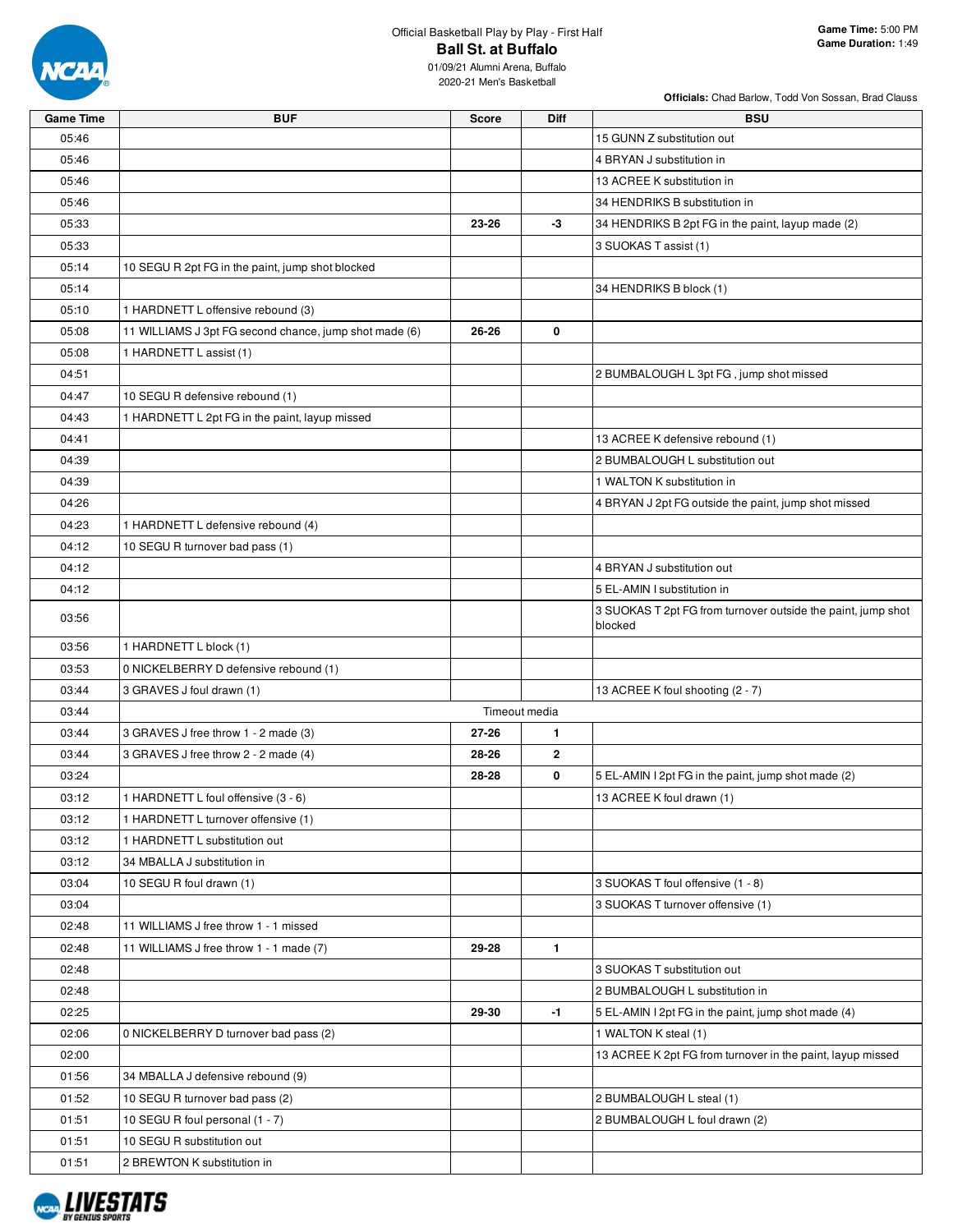Official Basketball Play by Play - First Half

# Ball St. at Buffalo

01/09/21 Alumni Arena, Buffalo
2020-21 Men's Basketball

**Game Time:** 5:00 PM
**Game Duration:** 1:49

**Officials:** Chad Barlow, Todd Von Sossan, Brad Clauss

| Game Time | BUF | Score | Diff | BSU |
|---|---|---|---|---|
| 05:46 | | | | 15 GUNN Z substitution out |
| 05:46 | | | | 4 BRYAN J substitution in |
| 05:46 | | | | 13 ACREE K substitution in |
| 05:46 | | | | 34 HENDRIKS B substitution in |
| 05:33 | | 23-26 | -3 | 34 HENDRIKS B 2pt FG in the paint, layup made (2) |
| 05:33 | | | | 3 SUOKAS T assist (1) |
| 05:14 | 10 SEGU R 2pt FG in the paint, jump shot blocked | | | |
| 05:14 | | | | 34 HENDRIKS B block (1) |
| 05:10 | 1 HARDNETT L offensive rebound (3) | | | |
| 05:08 | 11 WILLIAMS J 3pt FG second chance, jump shot made (6) | 26-26 | 0 | |
| 05:08 | 1 HARDNETT L assist (1) | | | |
| 04:51 | | | | 2 BUMBALOUGH L 3pt FG , jump shot missed |
| 04:47 | 10 SEGU R defensive rebound (1) | | | |
| 04:43 | 1 HARDNETT L 2pt FG in the paint, layup missed | | | |
| 04:41 | | | | 13 ACREE K defensive rebound (1) |
| 04:39 | | | | 2 BUMBALOUGH L substitution out |
| 04:39 | | | | 1 WALTON K substitution in |
| 04:26 | | | | 4 BRYAN J 2pt FG outside the paint, jump shot missed |
| 04:23 | 1 HARDNETT L defensive rebound (4) | | | |
| 04:12 | 10 SEGU R turnover bad pass (1) | | | |
| 04:12 | | | | 4 BRYAN J substitution out |
| 04:12 | | | | 5 EL-AMIN I substitution in |
| 03:56 | | | | 3 SUOKAS T 2pt FG from turnover outside the paint, jump shot blocked |
| 03:56 | 1 HARDNETT L block (1) | | | |
| 03:53 | 0 NICKELBERRY D defensive rebound (1) | | | |
| 03:44 | 3 GRAVES J foul drawn (1) | | | 13 ACREE K foul shooting (2 - 7) |
| 03:44 | | Timeout media | | |
| 03:44 | 3 GRAVES J free throw 1 - 2 made (3) | 27-26 | 1 | |
| 03:44 | 3 GRAVES J free throw 2 - 2 made (4) | 28-26 | 2 | |
| 03:24 | | 28-28 | 0 | 5 EL-AMIN I 2pt FG in the paint, jump shot made (2) |
| 03:12 | 1 HARDNETT L foul offensive (3 - 6) | | | 13 ACREE K foul drawn (1) |
| 03:12 | 1 HARDNETT L turnover offensive (1) | | | |
| 03:12 | 1 HARDNETT L substitution out | | | |
| 03:12 | 34 MBALLA J substitution in | | | |
| 03:04 | 10 SEGU R foul drawn (1) | | | 3 SUOKAS T foul offensive (1 - 8) |
| 03:04 | | | | 3 SUOKAS T turnover offensive (1) |
| 02:48 | 11 WILLIAMS J free throw 1 - 1 missed | | | |
| 02:48 | 11 WILLIAMS J free throw 1 - 1 made (7) | 29-28 | 1 | |
| 02:48 | | | | 3 SUOKAS T substitution out |
| 02:48 | | | | 2 BUMBALOUGH L substitution in |
| 02:25 | | 29-30 | -1 | 5 EL-AMIN I 2pt FG in the paint, jump shot made (4) |
| 02:06 | 0 NICKELBERRY D turnover bad pass (2) | | | 1 WALTON K steal (1) |
| 02:00 | | | | 13 ACREE K 2pt FG from turnover in the paint, layup missed |
| 01:56 | 34 MBALLA J defensive rebound (9) | | | |
| 01:52 | 10 SEGU R turnover bad pass (2) | | | 2 BUMBALOUGH L steal (1) |
| 01:51 | 10 SEGU R foul personal (1 - 7) | | | 2 BUMBALOUGH L foul drawn (2) |
| 01:51 | 10 SEGU R substitution out | | | |
| 01:51 | 2 BREWTON K substitution in | | | |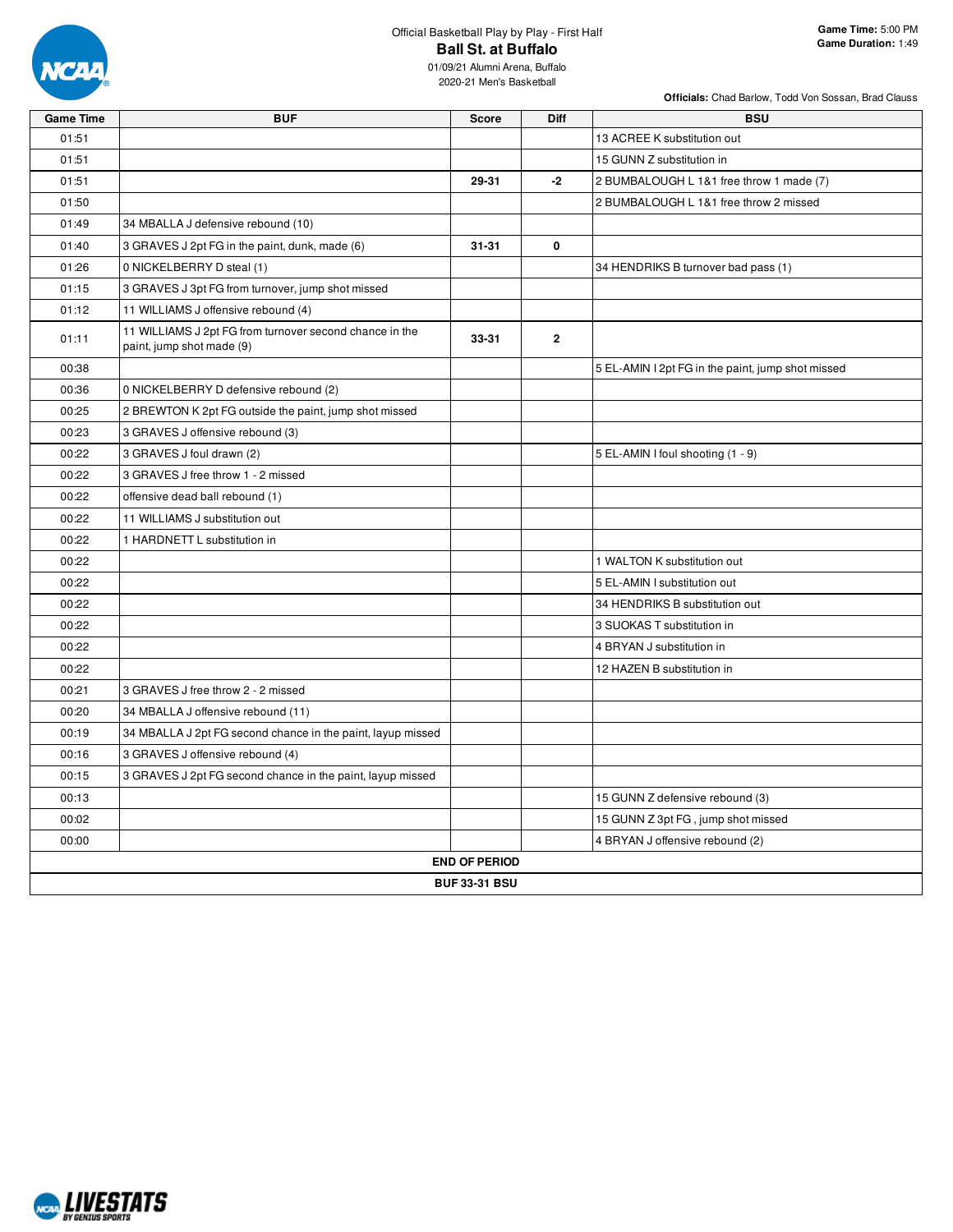Official Basketball Play by Play - First Half

# Ball St. at Buffalo

01/09/21 Alumni Arena, Buffalo
2020-21 Men's Basketball

**Game Time:** 5:00 PM
**Game Duration:** 1:49

**Officials:** Chad Barlow, Todd Von Sossan, Brad Clauss

| Game Time | BUF | Score | Diff | BSU |
|---|---|---|---|---|
| 01:51 | | | | 13 ACREE K substitution out |
| 01:51 | | | | 15 GUNN Z substitution in |
| 01:51 | | **29-31** | **-2** | 2 BUMBALOUGH L 1&1 free throw 1 made (7) |
| 01:50 | | | | 2 BUMBALOUGH L 1&1 free throw 2 missed |
| 01:49 | 34 MBALLA J defensive rebound (10) | | | |
| 01:40 | 3 GRAVES J 2pt FG in the paint, dunk, made (6) | **31-31** | **0** | |
| 01:26 | 0 NICKELBERRY D steal (1) | | | 34 HENDRIKS B turnover bad pass (1) |
| 01:15 | 3 GRAVES J 3pt FG from turnover, jump shot missed | | | |
| 01:12 | 11 WILLIAMS J offensive rebound (4) | | | |
| 01:11 | 11 WILLIAMS J 2pt FG from turnover second chance in the paint, jump shot made (9) | **33-31** | **2** | |
| 00:38 | | | | 5 EL-AMIN I 2pt FG in the paint, jump shot missed |
| 00:36 | 0 NICKELBERRY D defensive rebound (2) | | | |
| 00:25 | 2 BREWTON K 2pt FG outside the paint, jump shot missed | | | |
| 00:23 | 3 GRAVES J offensive rebound (3) | | | |
| 00:22 | 3 GRAVES J foul drawn (2) | | | 5 EL-AMIN I foul shooting (1 - 9) |
| 00:22 | 3 GRAVES J free throw 1 - 2 missed | | | |
| 00:22 | offensive dead ball rebound (1) | | | |
| 00:22 | 11 WILLIAMS J substitution out | | | |
| 00:22 | 1 HARDNETT L substitution in | | | |
| 00:22 | | | | 1 WALTON K substitution out |
| 00:22 | | | | 5 EL-AMIN I substitution out |
| 00:22 | | | | 34 HENDRIKS B substitution out |
| 00:22 | | | | 3 SUOKAS T substitution in |
| 00:22 | | | | 4 BRYAN J substitution in |
| 00:22 | | | | 12 HAZEN B substitution in |
| 00:21 | 3 GRAVES J free throw 2 - 2 missed | | | |
| 00:20 | 34 MBALLA J offensive rebound (11) | | | |
| 00:19 | 34 MBALLA J 2pt FG second chance in the paint, layup missed | | | |
| 00:16 | 3 GRAVES J offensive rebound (4) | | | |
| 00:15 | 3 GRAVES J 2pt FG second chance in the paint, layup missed | | | |
| 00:13 | | | | 15 GUNN Z defensive rebound (3) |
| 00:02 | | | | 15 GUNN Z 3pt FG , jump shot missed |
| 00:00 | | | | 4 BRYAN J offensive rebound (2) |
| **END OF PERIOD** | | | | |
| **BUF 33-31 BSU** | | | | |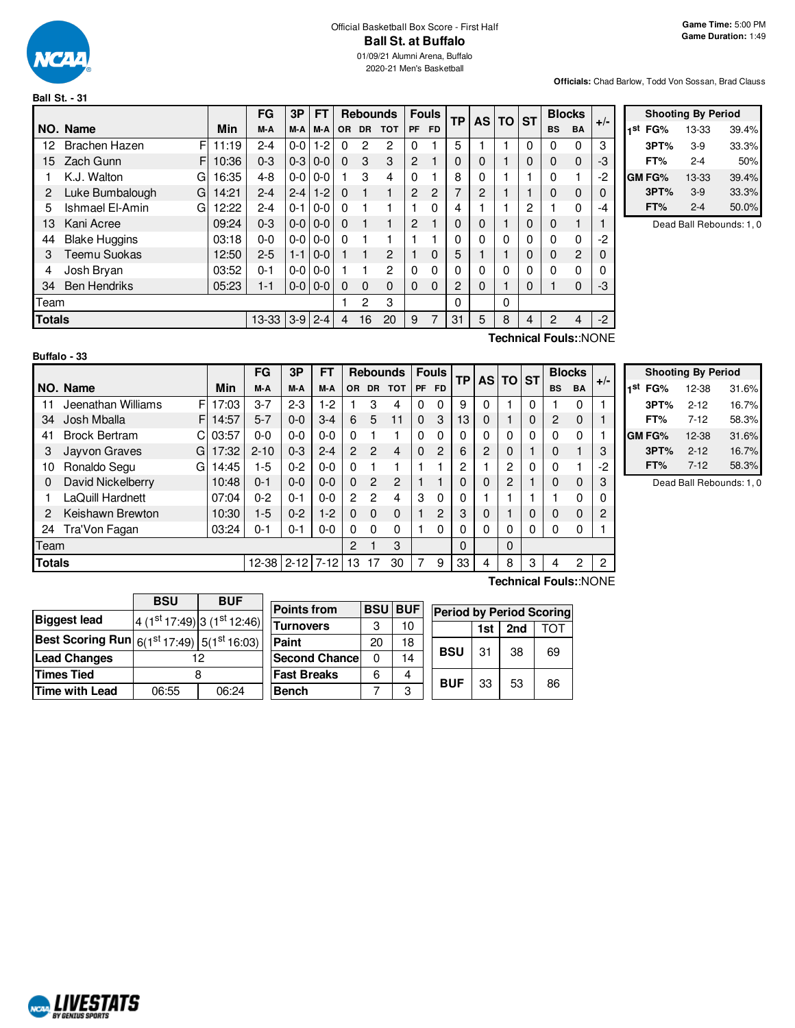Official Basketball Box Score - First Half

# Ball St. at Buffalo

01/09/21 Alumni Arena, Buffalo
2020-21 Men's Basketball

**Game Time:** 5:00 PM
**Game Duration:** 1:49

**Officials:** Chad Barlow, Todd Von Sossan, Brad Clauss

## Ball St. - 31

| NO. | Name | | Min | FG M-A | 3P M-A | FT M-A | Rebounds OR | DR | TOT | Fouls PF | FD | TP | AS | TO | ST | Blocks BS | BA | +/- |
|---|---|---|---|---|---|---|---|---|---|---|---|---|---|---|---|---|---|---|
| 12 | Brachen Hazen | F | 11:19 | 2-4 | 0-0 | 1-2 | 0 | 2 | 2 | 0 | 1 | 5 | 1 | 1 | 0 | 0 | 0 | 3 |
| 15 | Zach Gunn | F | 10:36 | 0-3 | 0-3 | 0-0 | 0 | 3 | 3 | 2 | 1 | 0 | 0 | 1 | 0 | 0 | 0 | -3 |
| 1 | K.J. Walton | G | 16:35 | 4-8 | 0-0 | 0-0 | 1 | 3 | 4 | 0 | 1 | 8 | 0 | 1 | 1 | 0 | 1 | -2 |
| 2 | Luke Bumbalough | G | 14:21 | 2-4 | 2-4 | 1-2 | 0 | 1 | 1 | 2 | 2 | 7 | 2 | 1 | 1 | 0 | 0 | 0 |
| 5 | Ishmael El-Amin | G | 12:22 | 2-4 | 0-1 | 0-0 | 0 | 1 | 1 | 1 | 0 | 4 | 1 | 1 | 2 | 1 | 0 | -4 |
| 13 | Kani Acree | | 09:24 | 0-3 | 0-0 | 0-0 | 0 | 1 | 1 | 2 | 1 | 0 | 0 | 1 | 0 | 0 | 1 | 1 |
| 44 | Blake Huggins | | 03:18 | 0-0 | 0-0 | 0-0 | 0 | 1 | 1 | 1 | 1 | 0 | 0 | 0 | 0 | 0 | 0 | -2 |
| 3 | Teemu Suokas | | 12:50 | 2-5 | 1-1 | 0-0 | 1 | 1 | 2 | 1 | 0 | 5 | 1 | 1 | 0 | 0 | 2 | 0 |
| 4 | Josh Bryan | | 03:52 | 0-1 | 0-0 | 0-0 | 1 | 1 | 2 | 0 | 0 | 0 | 0 | 0 | 0 | 0 | 0 | 0 |
| 34 | Ben Hendriks | | 05:23 | 1-1 | 0-0 | 0-0 | 0 | 0 | 0 | 0 | 0 | 2 | 0 | 1 | 0 | 1 | 0 | -3 |
| Team | | | | | | | 1 | 2 | 3 | | | 0 | | 0 | | | | |
| **Totals** | | | | 13-33 | 3-9 | 2-4 | 4 | 16 | 20 | 9 | 7 | 31 | 5 | 8 | 4 | 2 | 4 | -2 |

**Technical Fouls:**:NONE

| Shooting By Period | | |
|---|---|---|
| 1st FG% | 13-33 | 39.4% |
| 3PT% | 3-9 | 33.3% |
| FT% | 2-4 | 50% |
| GM FG% | 13-33 | 39.4% |
| 3PT% | 3-9 | 33.3% |
| FT% | 2-4 | 50.0% |

Dead Ball Rebounds: 1, 0

## Buffalo - 33

| NO. | Name | | Min | FG M-A | 3P M-A | FT M-A | Rebounds OR | DR | TOT | Fouls PF | FD | TP | AS | TO | ST | Blocks BS | BA | +/- |
|---|---|---|---|---|---|---|---|---|---|---|---|---|---|---|---|---|---|---|
| 11 | Jeenathan Williams | F | 17:03 | 3-7 | 2-3 | 1-2 | 1 | 3 | 4 | 0 | 0 | 9 | 0 | 1 | 0 | 1 | 0 | 1 |
| 34 | Josh Mballa | F | 14:57 | 5-7 | 0-0 | 3-4 | 6 | 5 | 11 | 0 | 3 | 13 | 0 | 1 | 0 | 2 | 0 | 1 |
| 41 | Brock Bertram | C | 03:57 | 0-0 | 0-0 | 0-0 | 0 | 1 | 1 | 0 | 0 | 0 | 0 | 0 | 0 | 0 | 0 | 1 |
| 3 | Jayvon Graves | G | 17:32 | 2-10 | 0-3 | 2-4 | 2 | 2 | 4 | 0 | 2 | 6 | 2 | 0 | 1 | 0 | 1 | 3 |
| 10 | Ronaldo Segu | G | 14:45 | 1-5 | 0-2 | 0-0 | 0 | 1 | 1 | 1 | 1 | 2 | 1 | 2 | 0 | 0 | 1 | -2 |
| 0 | David Nickelberry | | 10:48 | 0-1 | 0-0 | 0-0 | 0 | 2 | 2 | 1 | 1 | 0 | 0 | 2 | 1 | 0 | 0 | 3 |
| 1 | LaQuill Hardnett | | 07:04 | 0-2 | 0-1 | 0-0 | 2 | 2 | 4 | 3 | 0 | 0 | 1 | 1 | 1 | 1 | 0 | 0 |
| 2 | Keishawn Brewton | | 10:30 | 1-5 | 0-2 | 1-2 | 0 | 0 | 0 | 1 | 2 | 3 | 0 | 1 | 0 | 0 | 0 | 2 |
| 24 | Tra'Von Fagan | | 03:24 | 0-1 | 0-1 | 0-0 | 0 | 0 | 0 | 1 | 0 | 0 | 0 | 0 | 0 | 0 | 0 | 1 |
| Team | | | | | | | 2 | 1 | 3 | | | 0 | | 0 | | | | |
| **Totals** | | | | 12-38 | 2-12 | 7-12 | 13 | 17 | 30 | 7 | 9 | 33 | 4 | 8 | 3 | 4 | 2 | 2 |

**Technical Fouls:**:NONE

| Shooting By Period | | |
|---|---|---|
| 1st FG% | 12-38 | 31.6% |
| 3PT% | 2-12 | 16.7% |
| FT% | 7-12 | 58.3% |
| GM FG% | 12-38 | 31.6% |
| 3PT% | 2-12 | 16.7% |
| FT% | 7-12 | 58.3% |

Dead Ball Rebounds: 1, 0

| | BSU | BUF |
|---|---|---|
| **Biggest lead** | 4 (1st 17:49) | 3 (1st 12:46) |
| **Best Scoring Run** | 6(1st 17:49) | 5(1st 16:03) |
| **Lead Changes** | 12 | |
| **Times Tied** | 8 | |
| **Time with Lead** | 06:55 | 06:24 |

| Points from | BSU | BUF |
|---|---|---|
| Turnovers | 3 | 10 |
| Paint | 20 | 18 |
| Second Chance | 0 | 14 |
| Fast Breaks | 6 | 4 |
| Bench | 7 | 3 |

| Period by Period Scoring | 1st | 2nd | TOT |
|---|---|---|---|
| BSU | 31 | 38 | 69 |
| BUF | 33 | 53 | 86 |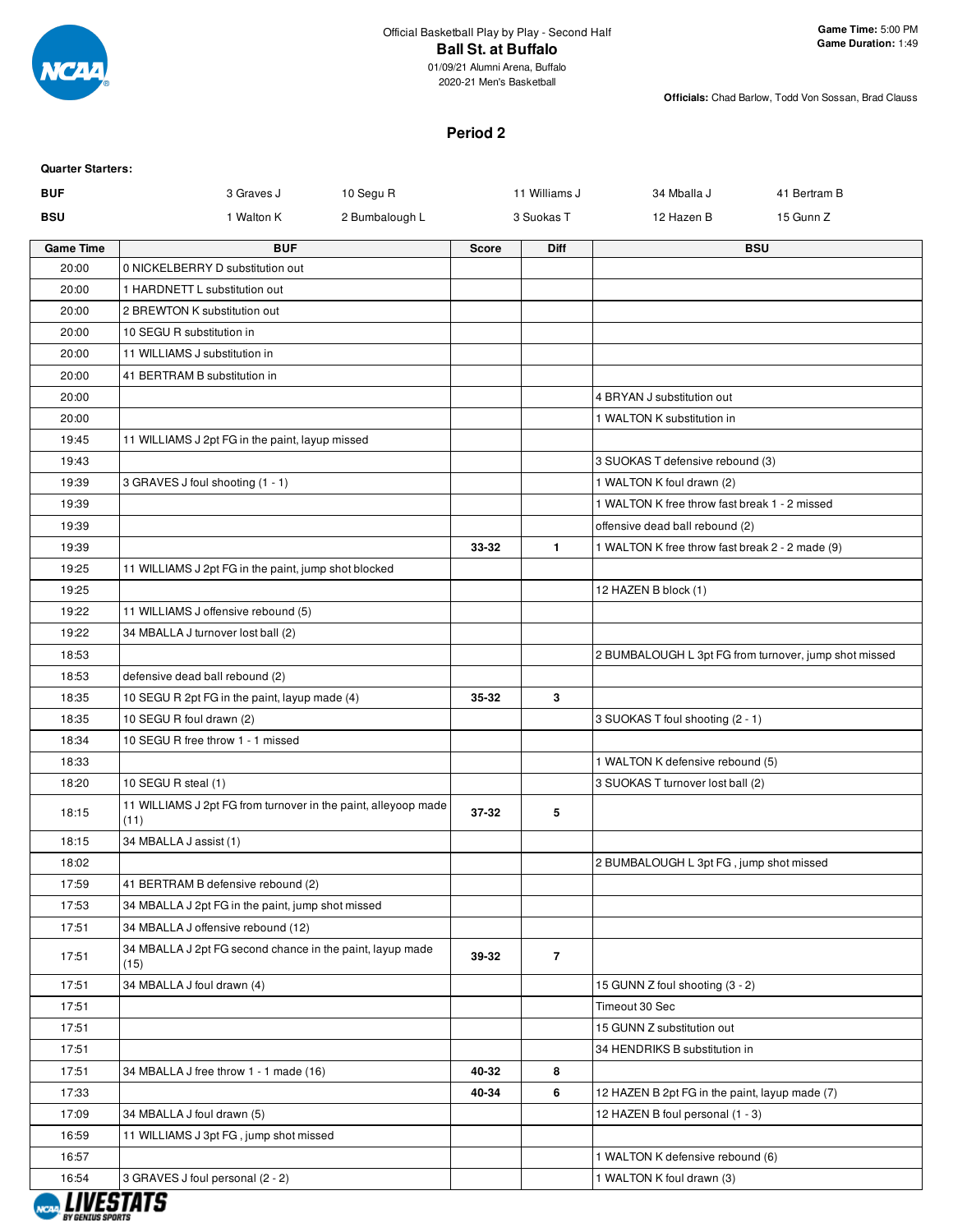Official Basketball Play by Play - Second Half

**Ball St. at Buffalo**

01/09/21 Alumni Arena, Buffalo

2020-21 Men's Basketball

**Game Time:** 5:00 PM
**Game Duration:** 1:49

**Officials:** Chad Barlow, Todd Von Sossan, Brad Clauss

## Period 2

**Quarter Starters:**

| | | | | | |
|---|---|---|---|---|---|
| **BUF** | 3 Graves J | 10 Segu R | 11 Williams J | 34 Mballa J | 41 Bertram B |
| **BSU** | 1 Walton K | 2 Bumbalough L | 3 Suokas T | 12 Hazen B | 15 Gunn Z |

| Game Time | BUF | Score | Diff | BSU |
|---|---|---|---|---|
| 20:00 | 0 NICKELBERRY D substitution out | | | |
| 20:00 | 1 HARDNETT L substitution out | | | |
| 20:00 | 2 BREWTON K substitution out | | | |
| 20:00 | 10 SEGU R substitution in | | | |
| 20:00 | 11 WILLIAMS J substitution in | | | |
| 20:00 | 41 BERTRAM B substitution in | | | |
| 20:00 | | | | 4 BRYAN J substitution out |
| 20:00 | | | | 1 WALTON K substitution in |
| 19:45 | 11 WILLIAMS J 2pt FG in the paint, layup missed | | | |
| 19:43 | | | | 3 SUOKAS T defensive rebound (3) |
| 19:39 | 3 GRAVES J foul shooting (1 - 1) | | | 1 WALTON K foul drawn (2) |
| 19:39 | | | | 1 WALTON K free throw fast break 1 - 2 missed |
| 19:39 | | | | offensive dead ball rebound (2) |
| 19:39 | | 33-32 | 1 | 1 WALTON K free throw fast break 2 - 2 made (9) |
| 19:25 | 11 WILLIAMS J 2pt FG in the paint, jump shot blocked | | | |
| 19:25 | | | | 12 HAZEN B block (1) |
| 19:22 | 11 WILLIAMS J offensive rebound (5) | | | |
| 19:22 | 34 MBALLA J turnover lost ball (2) | | | |
| 18:53 | | | | 2 BUMBALOUGH L 3pt FG from turnover, jump shot missed |
| 18:53 | defensive dead ball rebound (2) | | | |
| 18:35 | 10 SEGU R 2pt FG in the paint, layup made (4) | 35-32 | 3 | |
| 18:35 | 10 SEGU R foul drawn (2) | | | 3 SUOKAS T foul shooting (2 - 1) |
| 18:34 | 10 SEGU R free throw 1 - 1 missed | | | |
| 18:33 | | | | 1 WALTON K defensive rebound (5) |
| 18:20 | 10 SEGU R steal (1) | | | 3 SUOKAS T turnover lost ball (2) |
| 18:15 | 11 WILLIAMS J 2pt FG from turnover in the paint, alleyoop made (11) | 37-32 | 5 | |
| 18:15 | 34 MBALLA J assist (1) | | | |
| 18:02 | | | | 2 BUMBALOUGH L 3pt FG , jump shot missed |
| 17:59 | 41 BERTRAM B defensive rebound (2) | | | |
| 17:53 | 34 MBALLA J 2pt FG in the paint, jump shot missed | | | |
| 17:51 | 34 MBALLA J offensive rebound (12) | | | |
| 17:51 | 34 MBALLA J 2pt FG second chance in the paint, layup made (15) | 39-32 | 7 | |
| 17:51 | 34 MBALLA J foul drawn (4) | | | 15 GUNN Z foul shooting (3 - 2) |
| 17:51 | | | | Timeout 30 Sec |
| 17:51 | | | | 15 GUNN Z substitution out |
| 17:51 | | | | 34 HENDRIKS B substitution in |
| 17:51 | 34 MBALLA J free throw 1 - 1 made (16) | 40-32 | 8 | |
| 17:33 | | 40-34 | 6 | 12 HAZEN B 2pt FG in the paint, layup made (7) |
| 17:09 | 34 MBALLA J foul drawn (5) | | | 12 HAZEN B foul personal (1 - 3) |
| 16:59 | 11 WILLIAMS J 3pt FG , jump shot missed | | | |
| 16:57 | | | | 1 WALTON K defensive rebound (6) |
| 16:54 | 3 GRAVES J foul personal (2 - 2) | | | 1 WALTON K foul drawn (3) |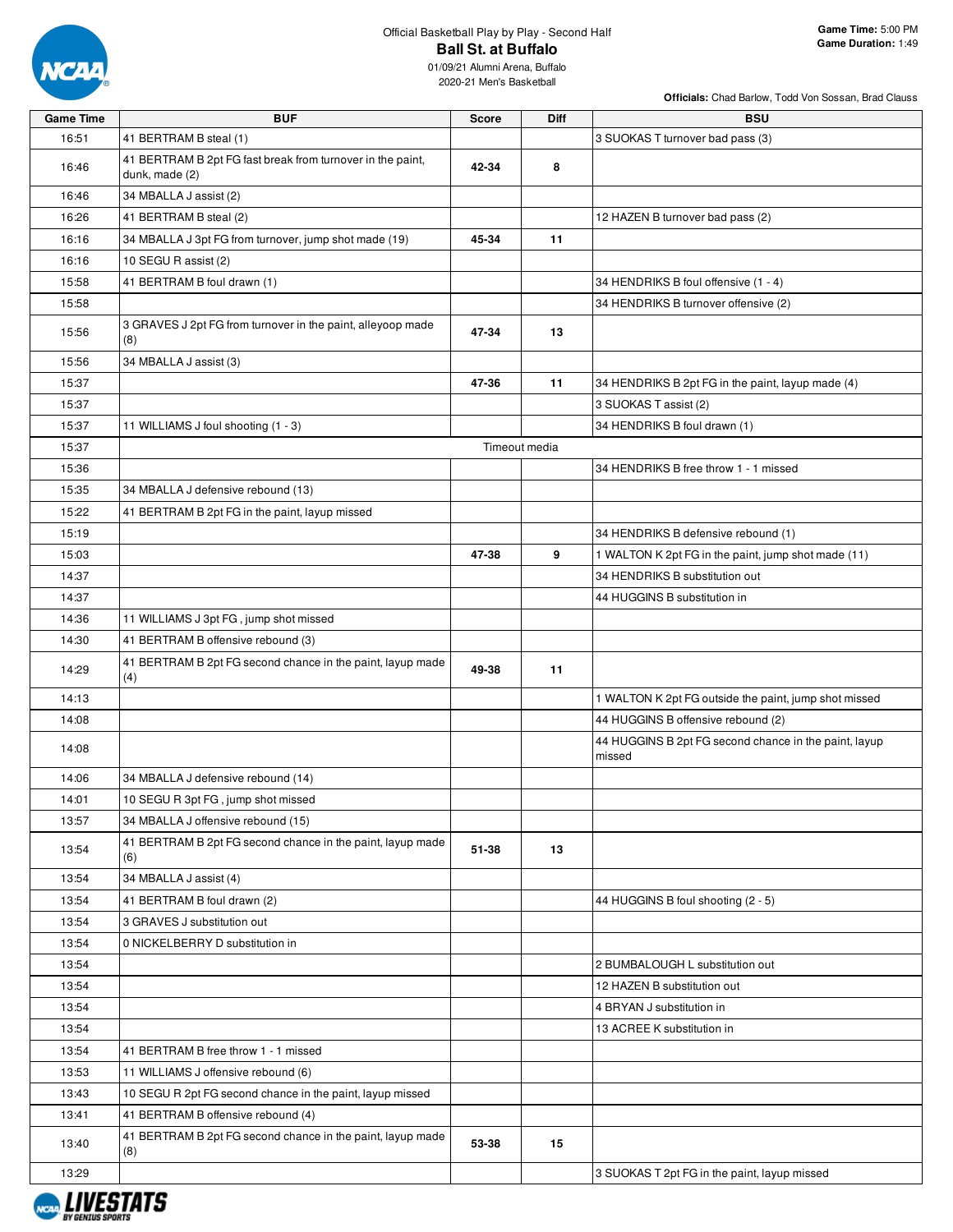Official Basketball Play by Play - Second Half

# Ball St. at Buffalo

01/09/21 Alumni Arena, Buffalo
2020-21 Men's Basketball

**Game Time:** 5:00 PM
**Game Duration:** 1:49

**Officials:** Chad Barlow, Todd Von Sossan, Brad Clauss

| Game Time | BUF | Score | Diff | BSU |
|---|---|---|---|---|
| 16:51 | 41 BERTRAM B steal (1) | | | 3 SUOKAS T turnover bad pass (3) |
| 16:46 | 41 BERTRAM B 2pt FG fast break from turnover in the paint, dunk, made (2) | 42-34 | 8 | |
| 16:46 | 34 MBALLA J assist (2) | | | |
| 16:26 | 41 BERTRAM B steal (2) | | | 12 HAZEN B turnover bad pass (2) |
| 16:16 | 34 MBALLA J 3pt FG from turnover, jump shot made (19) | 45-34 | 11 | |
| 16:16 | 10 SEGU R assist (2) | | | |
| 15:58 | 41 BERTRAM B foul drawn (1) | | | 34 HENDRIKS B foul offensive (1 - 4) |
| 15:58 | | | | 34 HENDRIKS B turnover offensive (2) |
| 15:56 | 3 GRAVES J 2pt FG from turnover in the paint, alleyoop made (8) | 47-34 | 13 | |
| 15:56 | 34 MBALLA J assist (3) | | | |
| 15:37 | | 47-36 | 11 | 34 HENDRIKS B 2pt FG in the paint, layup made (4) |
| 15:37 | | | | 3 SUOKAS T assist (2) |
| 15:37 | 11 WILLIAMS J foul shooting (1 - 3) | | | 34 HENDRIKS B foul drawn (1) |
| 15:37 | Timeout media | | | |
| 15:36 | | | | 34 HENDRIKS B free throw 1 - 1 missed |
| 15:35 | 34 MBALLA J defensive rebound (13) | | | |
| 15:22 | 41 BERTRAM B 2pt FG in the paint, layup missed | | | |
| 15:19 | | | | 34 HENDRIKS B defensive rebound (1) |
| 15:03 | | 47-38 | 9 | 1 WALTON K 2pt FG in the paint, jump shot made (11) |
| 14:37 | | | | 34 HENDRIKS B substitution out |
| 14:37 | | | | 44 HUGGINS B substitution in |
| 14:36 | 11 WILLIAMS J 3pt FG , jump shot missed | | | |
| 14:30 | 41 BERTRAM B offensive rebound (3) | | | |
| 14:29 | 41 BERTRAM B 2pt FG second chance in the paint, layup made (4) | 49-38 | 11 | |
| 14:13 | | | | 1 WALTON K 2pt FG outside the paint, jump shot missed |
| 14:08 | | | | 44 HUGGINS B offensive rebound (2) |
| 14:08 | | | | 44 HUGGINS B 2pt FG second chance in the paint, layup missed |
| 14:06 | 34 MBALLA J defensive rebound (14) | | | |
| 14:01 | 10 SEGU R 3pt FG , jump shot missed | | | |
| 13:57 | 34 MBALLA J offensive rebound (15) | | | |
| 13:54 | 41 BERTRAM B 2pt FG second chance in the paint, layup made (6) | 51-38 | 13 | |
| 13:54 | 34 MBALLA J assist (4) | | | |
| 13:54 | 41 BERTRAM B foul drawn (2) | | | 44 HUGGINS B foul shooting (2 - 5) |
| 13:54 | 3 GRAVES J substitution out | | | |
| 13:54 | 0 NICKELBERRY D substitution in | | | |
| 13:54 | | | | 2 BUMBALOUGH L substitution out |
| 13:54 | | | | 12 HAZEN B substitution out |
| 13:54 | | | | 4 BRYAN J substitution in |
| 13:54 | | | | 13 ACREE K substitution in |
| 13:54 | 41 BERTRAM B free throw 1 - 1 missed | | | |
| 13:53 | 11 WILLIAMS J offensive rebound (6) | | | |
| 13:43 | 10 SEGU R 2pt FG second chance in the paint, layup missed | | | |
| 13:41 | 41 BERTRAM B offensive rebound (4) | | | |
| 13:40 | 41 BERTRAM B 2pt FG second chance in the paint, layup made (8) | 53-38 | 15 | |
| 13:29 | | | | 3 SUOKAS T 2pt FG in the paint, layup missed |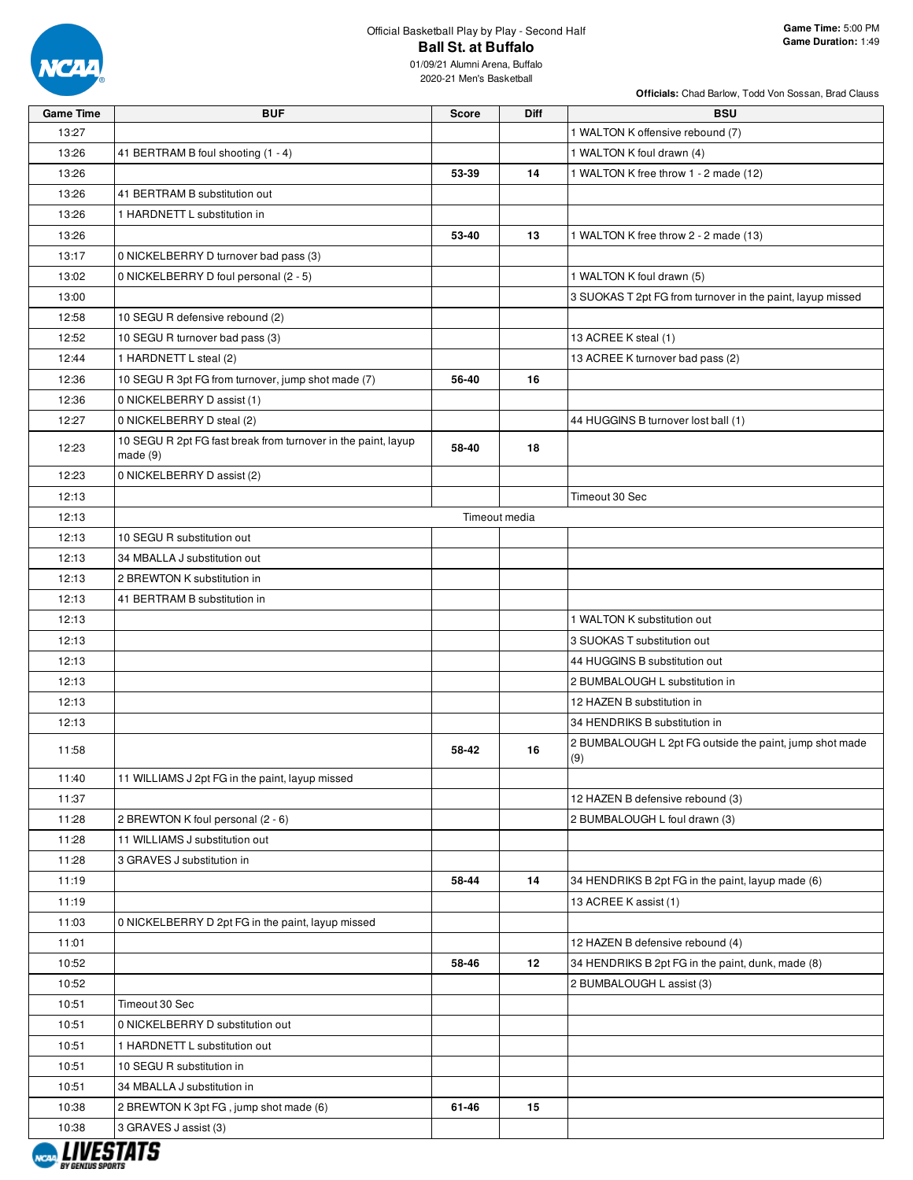Official Basketball Play by Play - Second Half

# Ball St. at Buffalo

01/09/21 Alumni Arena, Buffalo
2020-21 Men's Basketball

**Game Time:** 5:00 PM
**Game Duration:** 1:49

**Officials:** Chad Barlow, Todd Von Sossan, Brad Clauss

| Game Time | BUF | Score | Diff | BSU |
|---|---|---|---|---|
| 13:27 | | | | 1 WALTON K offensive rebound (7) |
| 13:26 | 41 BERTRAM B foul shooting (1 - 4) | | | 1 WALTON K foul drawn (4) |
| 13:26 | | 53-39 | 14 | 1 WALTON K free throw 1 - 2 made (12) |
| 13:26 | 41 BERTRAM B substitution out | | | |
| 13:26 | 1 HARDNETT L substitution in | | | |
| 13:26 | | 53-40 | 13 | 1 WALTON K free throw 2 - 2 made (13) |
| 13:17 | 0 NICKELBERRY D turnover bad pass (3) | | | |
| 13:02 | 0 NICKELBERRY D foul personal (2 - 5) | | | 1 WALTON K foul drawn (5) |
| 13:00 | | | | 3 SUOKAS T 2pt FG from turnover in the paint, layup missed |
| 12:58 | 10 SEGU R defensive rebound (2) | | | |
| 12:52 | 10 SEGU R turnover bad pass (3) | | | 13 ACREE K steal (1) |
| 12:44 | 1 HARDNETT L steal (2) | | | 13 ACREE K turnover bad pass (2) |
| 12:36 | 10 SEGU R 3pt FG from turnover, jump shot made (7) | 56-40 | 16 | |
| 12:36 | 0 NICKELBERRY D assist (1) | | | |
| 12:27 | 0 NICKELBERRY D steal (2) | | | 44 HUGGINS B turnover lost ball (1) |
| 12:23 | 10 SEGU R 2pt FG fast break from turnover in the paint, layup made (9) | 58-40 | 18 | |
| 12:23 | 0 NICKELBERRY D assist (2) | | | |
| 12:13 | | | | Timeout 30 Sec |
| 12:13 | | Timeout media | | |
| 12:13 | 10 SEGU R substitution out | | | |
| 12:13 | 34 MBALLA J substitution out | | | |
| 12:13 | 2 BREWTON K substitution in | | | |
| 12:13 | 41 BERTRAM B substitution in | | | |
| 12:13 | | | | 1 WALTON K substitution out |
| 12:13 | | | | 3 SUOKAS T substitution out |
| 12:13 | | | | 44 HUGGINS B substitution out |
| 12:13 | | | | 2 BUMBALOUGH L substitution in |
| 12:13 | | | | 12 HAZEN B substitution in |
| 12:13 | | | | 34 HENDRIKS B substitution in |
| 11:58 | | 58-42 | 16 | 2 BUMBALOUGH L 2pt FG outside the paint, jump shot made (9) |
| 11:40 | 11 WILLIAMS J 2pt FG in the paint, layup missed | | | |
| 11:37 | | | | 12 HAZEN B defensive rebound (3) |
| 11:28 | 2 BREWTON K foul personal (2 - 6) | | | 2 BUMBALOUGH L foul drawn (3) |
| 11:28 | 11 WILLIAMS J substitution out | | | |
| 11:28 | 3 GRAVES J substitution in | | | |
| 11:19 | | 58-44 | 14 | 34 HENDRIKS B 2pt FG in the paint, layup made (6) |
| 11:19 | | | | 13 ACREE K assist (1) |
| 11:03 | 0 NICKELBERRY D 2pt FG in the paint, layup missed | | | |
| 11:01 | | | | 12 HAZEN B defensive rebound (4) |
| 10:52 | | 58-46 | 12 | 34 HENDRIKS B 2pt FG in the paint, dunk, made (8) |
| 10:52 | | | | 2 BUMBALOUGH L assist (3) |
| 10:51 | Timeout 30 Sec | | | |
| 10:51 | 0 NICKELBERRY D substitution out | | | |
| 10:51 | 1 HARDNETT L substitution out | | | |
| 10:51 | 10 SEGU R substitution in | | | |
| 10:51 | 34 MBALLA J substitution in | | | |
| 10:38 | 2 BREWTON K 3pt FG , jump shot made (6) | 61-46 | 15 | |
| 10:38 | 3 GRAVES J assist (3) | | | |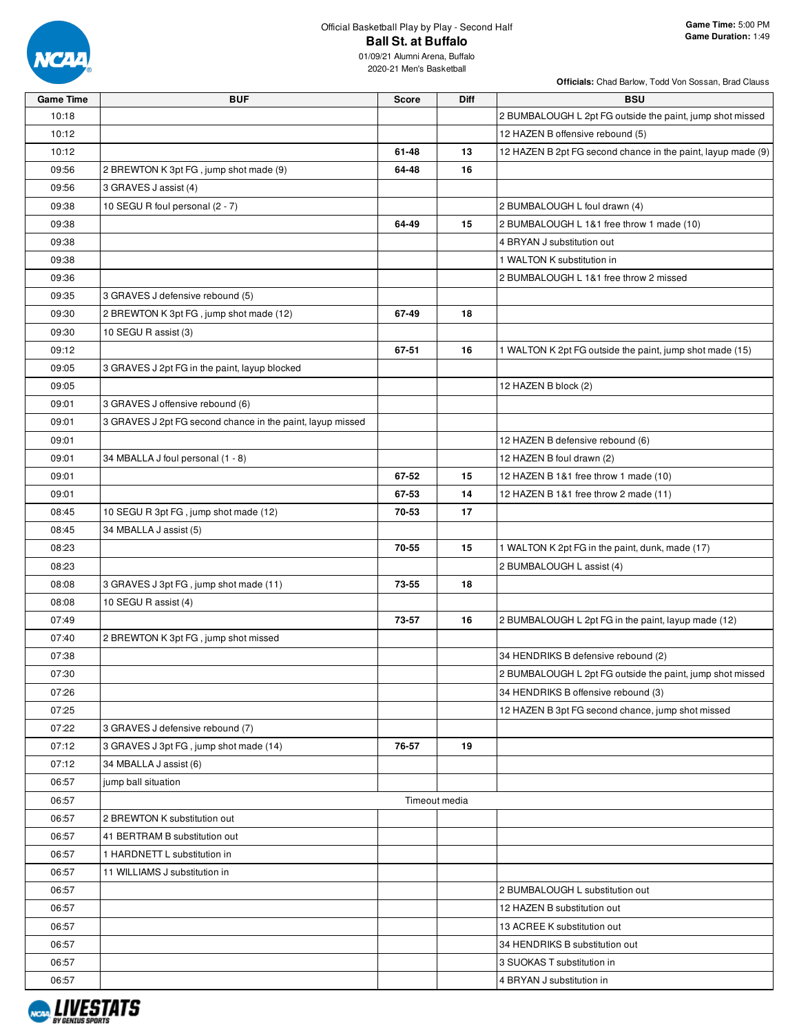Official Basketball Play by Play - Second Half

**Ball St. at Buffalo**

01/09/21 Alumni Arena, Buffalo

2020-21 Men's Basketball

**Game Time:** 5:00 PM
**Game Duration:** 1:49

**Officials:** Chad Barlow, Todd Von Sossan, Brad Clauss

| Game Time | BUF | Score | Diff | BSU |
|---|---|---|---|---|
| 10:18 | | | | 2 BUMBALOUGH L 2pt FG outside the paint, jump shot missed |
| 10:12 | | | | 12 HAZEN B offensive rebound (5) |
| 10:12 | | 61-48 | 13 | 12 HAZEN B 2pt FG second chance in the paint, layup made (9) |
| 09:56 | 2 BREWTON K 3pt FG , jump shot made (9) | 64-48 | 16 | |
| 09:56 | 3 GRAVES J assist (4) | | | |
| 09:38 | 10 SEGU R foul personal (2 - 7) | | | 2 BUMBALOUGH L foul drawn (4) |
| 09:38 | | 64-49 | 15 | 2 BUMBALOUGH L 1&1 free throw 1 made (10) |
| 09:38 | | | | 4 BRYAN J substitution out |
| 09:38 | | | | 1 WALTON K substitution in |
| 09:36 | | | | 2 BUMBALOUGH L 1&1 free throw 2 missed |
| 09:35 | 3 GRAVES J defensive rebound (5) | | | |
| 09:30 | 2 BREWTON K 3pt FG , jump shot made (12) | 67-49 | 18 | |
| 09:30 | 10 SEGU R assist (3) | | | |
| 09:12 | | 67-51 | 16 | 1 WALTON K 2pt FG outside the paint, jump shot made (15) |
| 09:05 | 3 GRAVES J 2pt FG in the paint, layup blocked | | | |
| 09:05 | | | | 12 HAZEN B block (2) |
| 09:01 | 3 GRAVES J offensive rebound (6) | | | |
| 09:01 | 3 GRAVES J 2pt FG second chance in the paint, layup missed | | | |
| 09:01 | | | | 12 HAZEN B defensive rebound (6) |
| 09:01 | 34 MBALLA J foul personal (1 - 8) | | | 12 HAZEN B foul drawn (2) |
| 09:01 | | 67-52 | 15 | 12 HAZEN B 1&1 free throw 1 made (10) |
| 09:01 | | 67-53 | 14 | 12 HAZEN B 1&1 free throw 2 made (11) |
| 08:45 | 10 SEGU R 3pt FG , jump shot made (12) | 70-53 | 17 | |
| 08:45 | 34 MBALLA J assist (5) | | | |
| 08:23 | | 70-55 | 15 | 1 WALTON K 2pt FG in the paint, dunk, made (17) |
| 08:23 | | | | 2 BUMBALOUGH L assist (4) |
| 08:08 | 3 GRAVES J 3pt FG , jump shot made (11) | 73-55 | 18 | |
| 08:08 | 10 SEGU R assist (4) | | | |
| 07:49 | | 73-57 | 16 | 2 BUMBALOUGH L 2pt FG in the paint, layup made (12) |
| 07:40 | 2 BREWTON K 3pt FG , jump shot missed | | | |
| 07:38 | | | | 34 HENDRIKS B defensive rebound (2) |
| 07:30 | | | | 2 BUMBALOUGH L 2pt FG outside the paint, jump shot missed |
| 07:26 | | | | 34 HENDRIKS B offensive rebound (3) |
| 07:25 | | | | 12 HAZEN B 3pt FG second chance, jump shot missed |
| 07:22 | 3 GRAVES J defensive rebound (7) | | | |
| 07:12 | 3 GRAVES J 3pt FG , jump shot made (14) | 76-57 | 19 | |
| 07:12 | 34 MBALLA J assist (6) | | | |
| 06:57 | jump ball situation | | | |
| 06:57 | Timeout media | | | |
| 06:57 | 2 BREWTON K substitution out | | | |
| 06:57 | 41 BERTRAM B substitution out | | | |
| 06:57 | 1 HARDNETT L substitution in | | | |
| 06:57 | 11 WILLIAMS J substitution in | | | |
| 06:57 | | | | 2 BUMBALOUGH L substitution out |
| 06:57 | | | | 12 HAZEN B substitution out |
| 06:57 | | | | 13 ACREE K substitution out |
| 06:57 | | | | 34 HENDRIKS B substitution out |
| 06:57 | | | | 3 SUOKAS T substitution in |
| 06:57 | | | | 4 BRYAN J substitution in |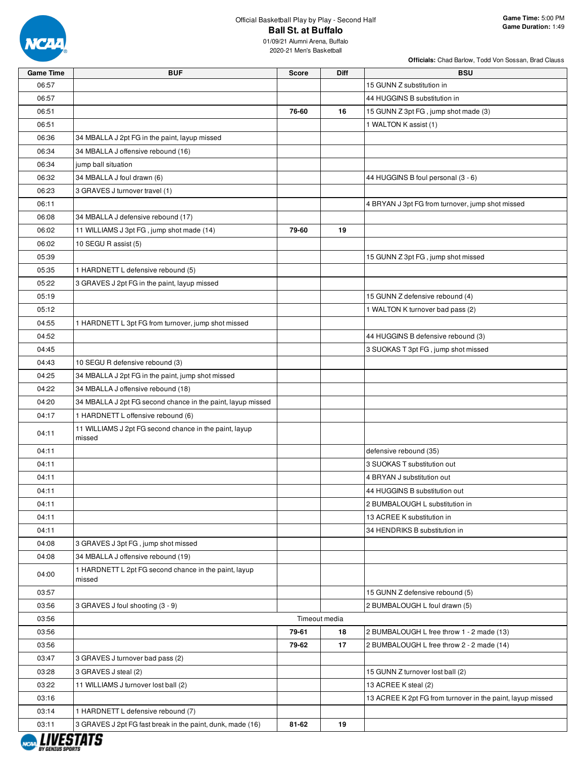Official Basketball Play by Play - Second Half

**Ball St. at Buffalo**

01/09/21 Alumni Arena, Buffalo

2020-21 Men's Basketball

**Game Time:** 5:00 PM
**Game Duration:** 1:49

**Officials:** Chad Barlow, Todd Von Sossan, Brad Clauss

| Game Time | BUF | Score | Diff | BSU |
|---|---|---|---|---|
| 06:57 | | | | 15 GUNN Z substitution in |
| 06:57 | | | | 44 HUGGINS B substitution in |
| 06:51 | | 76-60 | 16 | 15 GUNN Z 3pt FG , jump shot made (3) |
| 06:51 | | | | 1 WALTON K assist (1) |
| 06:36 | 34 MBALLA J 2pt FG in the paint, layup missed | | | |
| 06:34 | 34 MBALLA J offensive rebound (16) | | | |
| 06:34 | jump ball situation | | | |
| 06:32 | 34 MBALLA J foul drawn (6) | | | 44 HUGGINS B foul personal (3 - 6) |
| 06:23 | 3 GRAVES J turnover travel (1) | | | |
| 06:11 | | | | 4 BRYAN J 3pt FG from turnover, jump shot missed |
| 06:08 | 34 MBALLA J defensive rebound (17) | | | |
| 06:02 | 11 WILLIAMS J 3pt FG , jump shot made (14) | 79-60 | 19 | |
| 06:02 | 10 SEGU R assist (5) | | | |
| 05:39 | | | | 15 GUNN Z 3pt FG , jump shot missed |
| 05:35 | 1 HARDNETT L defensive rebound (5) | | | |
| 05:22 | 3 GRAVES J 2pt FG in the paint, layup missed | | | |
| 05:19 | | | | 15 GUNN Z defensive rebound (4) |
| 05:12 | | | | 1 WALTON K turnover bad pass (2) |
| 04:55 | 1 HARDNETT L 3pt FG from turnover, jump shot missed | | | |
| 04:52 | | | | 44 HUGGINS B defensive rebound (3) |
| 04:45 | | | | 3 SUOKAS T 3pt FG , jump shot missed |
| 04:43 | 10 SEGU R defensive rebound (3) | | | |
| 04:25 | 34 MBALLA J 2pt FG in the paint, jump shot missed | | | |
| 04:22 | 34 MBALLA J offensive rebound (18) | | | |
| 04:20 | 34 MBALLA J 2pt FG second chance in the paint, layup missed | | | |
| 04:17 | 1 HARDNETT L offensive rebound (6) | | | |
| 04:11 | 11 WILLIAMS J 2pt FG second chance in the paint, layup missed | | | |
| 04:11 | | | | defensive rebound (35) |
| 04:11 | | | | 3 SUOKAS T substitution out |
| 04:11 | | | | 4 BRYAN J substitution out |
| 04:11 | | | | 44 HUGGINS B substitution out |
| 04:11 | | | | 2 BUMBALOUGH L substitution in |
| 04:11 | | | | 13 ACREE K substitution in |
| 04:11 | | | | 34 HENDRIKS B substitution in |
| 04:08 | 3 GRAVES J 3pt FG , jump shot missed | | | |
| 04:08 | 34 MBALLA J offensive rebound (19) | | | |
| 04:00 | 1 HARDNETT L 2pt FG second chance in the paint, layup missed | | | |
| 03:57 | | | | 15 GUNN Z defensive rebound (5) |
| 03:56 | 3 GRAVES J foul shooting (3 - 9) | | | 2 BUMBALOUGH L foul drawn (5) |
| 03:56 | Timeout media | | | |
| 03:56 | | 79-61 | 18 | 2 BUMBALOUGH L free throw 1 - 2 made (13) |
| 03:56 | | 79-62 | 17 | 2 BUMBALOUGH L free throw 2 - 2 made (14) |
| 03:47 | 3 GRAVES J turnover bad pass (2) | | | |
| 03:28 | 3 GRAVES J steal (2) | | | 15 GUNN Z turnover lost ball (2) |
| 03:22 | 11 WILLIAMS J turnover lost ball (2) | | | 13 ACREE K steal (2) |
| 03:16 | | | | 13 ACREE K 2pt FG from turnover in the paint, layup missed |
| 03:14 | 1 HARDNETT L defensive rebound (7) | | | |
| 03:11 | 3 GRAVES J 2pt FG fast break in the paint, dunk, made (16) | 81-62 | 19 | |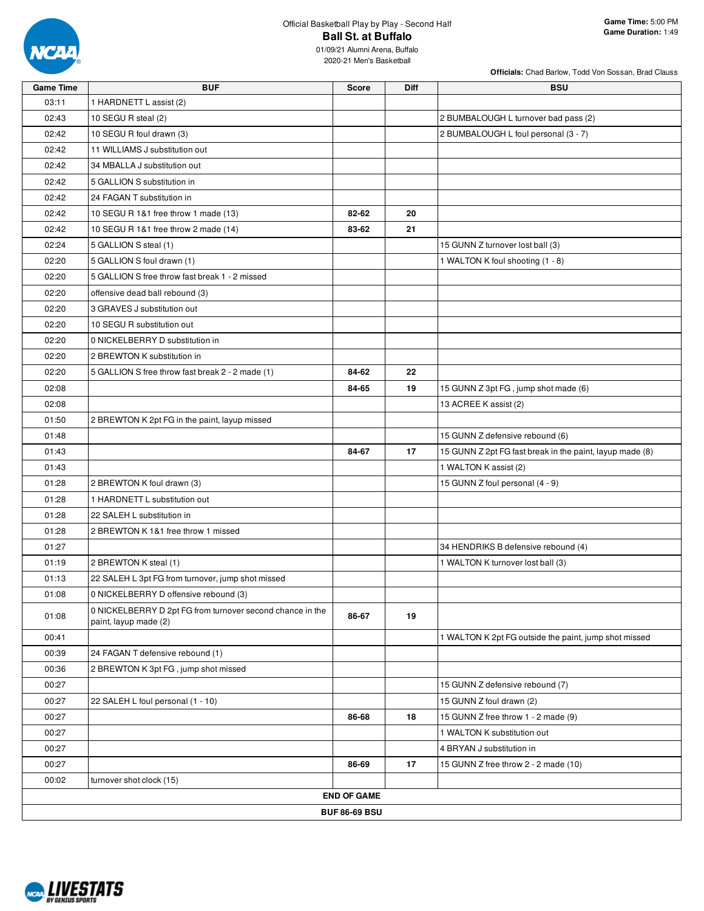Official Basketball Play by Play - Second Half

## Ball St. at Buffalo

01/09/21 Alumni Arena, Buffalo
2020-21 Men's Basketball

**Game Time:** 5:00 PM
**Game Duration:** 1:49

**Officials:** Chad Barlow, Todd Von Sossan, Brad Clauss

| Game Time | BUF | Score | Diff | BSU |
|---|---|---|---|---|
| 03:11 | 1 HARDNETT L assist (2) | | | |
| 02:43 | 10 SEGU R steal (2) | | | 2 BUMBALOUGH L turnover bad pass (2) |
| 02:42 | 10 SEGU R foul drawn (3) | | | 2 BUMBALOUGH L foul personal (3 - 7) |
| 02:42 | 11 WILLIAMS J substitution out | | | |
| 02:42 | 34 MBALLA J substitution out | | | |
| 02:42 | 5 GALLION S substitution in | | | |
| 02:42 | 24 FAGAN T substitution in | | | |
| 02:42 | 10 SEGU R 1&1 free throw 1 made (13) | 82-62 | 20 | |
| 02:42 | 10 SEGU R 1&1 free throw 2 made (14) | 83-62 | 21 | |
| 02:24 | 5 GALLION S steal (1) | | | 15 GUNN Z turnover lost ball (3) |
| 02:20 | 5 GALLION S foul drawn (1) | | | 1 WALTON K foul shooting (1 - 8) |
| 02:20 | 5 GALLION S free throw fast break 1 - 2 missed | | | |
| 02:20 | offensive dead ball rebound (3) | | | |
| 02:20 | 3 GRAVES J substitution out | | | |
| 02:20 | 10 SEGU R substitution out | | | |
| 02:20 | 0 NICKELBERRY D substitution in | | | |
| 02:20 | 2 BREWTON K substitution in | | | |
| 02:20 | 5 GALLION S free throw fast break 2 - 2 made (1) | 84-62 | 22 | |
| 02:08 | | 84-65 | 19 | 15 GUNN Z 3pt FG , jump shot made (6) |
| 02:08 | | | | 13 ACREE K assist (2) |
| 01:50 | 2 BREWTON K 2pt FG in the paint, layup missed | | | |
| 01:48 | | | | 15 GUNN Z defensive rebound (6) |
| 01:43 | | 84-67 | 17 | 15 GUNN Z 2pt FG fast break in the paint, layup made (8) |
| 01:43 | | | | 1 WALTON K assist (2) |
| 01:28 | 2 BREWTON K foul drawn (3) | | | 15 GUNN Z foul personal (4 - 9) |
| 01:28 | 1 HARDNETT L substitution out | | | |
| 01:28 | 22 SALEH L substitution in | | | |
| 01:28 | 2 BREWTON K 1&1 free throw 1 missed | | | |
| 01:27 | | | | 34 HENDRIKS B defensive rebound (4) |
| 01:19 | 2 BREWTON K steal (1) | | | 1 WALTON K turnover lost ball (3) |
| 01:13 | 22 SALEH L 3pt FG from turnover, jump shot missed | | | |
| 01:08 | 0 NICKELBERRY D offensive rebound (3) | | | |
| 01:08 | 0 NICKELBERRY D 2pt FG from turnover second chance in the paint, layup made (2) | 86-67 | 19 | |
| 00:41 | | | | 1 WALTON K 2pt FG outside the paint, jump shot missed |
| 00:39 | 24 FAGAN T defensive rebound (1) | | | |
| 00:36 | 2 BREWTON K 3pt FG , jump shot missed | | | |
| 00:27 | | | | 15 GUNN Z defensive rebound (7) |
| 00:27 | 22 SALEH L foul personal (1 - 10) | | | 15 GUNN Z foul drawn (2) |
| 00:27 | | 86-68 | 18 | 15 GUNN Z free throw 1 - 2 made (9) |
| 00:27 | | | | 1 WALTON K substitution out |
| 00:27 | | | | 4 BRYAN J substitution in |
| 00:27 | | 86-69 | 17 | 15 GUNN Z free throw 2 - 2 made (10) |
| 00:02 | turnover shot clock (15) | | | |

**END OF GAME**

**BUF 86-69 BSU**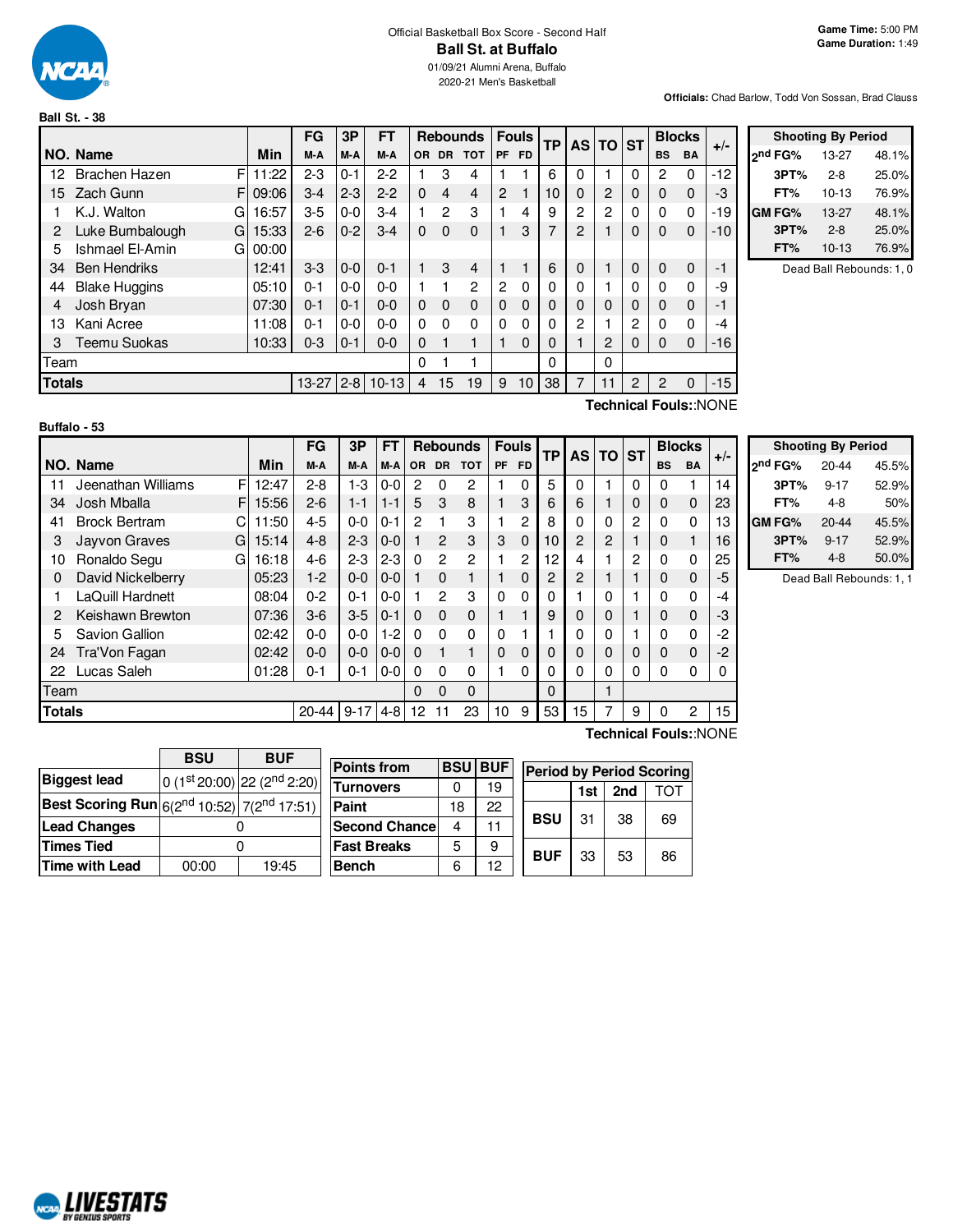Official Basketball Box Score - Second Half

# Ball St. at Buffalo

01/09/21 Alumni Arena, Buffalo
2020-21 Men's Basketball

**Game Time:** 5:00 PM
**Game Duration:** 1:49

**Officials:** Chad Barlow, Todd Von Sossan, Brad Clauss

**Ball St. - 38**

| NO. | Name | | Min | FG M-A | 3P M-A | FT M-A | Rebounds OR | DR | TOT | Fouls PF | FD | TP | AS | TO | ST | Blocks BS | BA | +/- |
|---|---|---|---|---|---|---|---|---|---|---|---|---|---|---|---|---|---|---|
| 12 | Brachen Hazen | F | 11:22 | 2-3 | 0-1 | 2-2 | 1 | 3 | 4 | 1 | 1 | 6 | 0 | 1 | 0 | 2 | 0 | -12 |
| 15 | Zach Gunn | F | 09:06 | 3-4 | 2-3 | 2-2 | 0 | 4 | 4 | 2 | 1 | 10 | 0 | 2 | 0 | 0 | 0 | -3 |
| 1 | K.J. Walton | G | 16:57 | 3-5 | 0-0 | 3-4 | 1 | 2 | 3 | 1 | 4 | 9 | 2 | 2 | 0 | 0 | 0 | -19 |
| 2 | Luke Bumbalough | G | 15:33 | 2-6 | 0-2 | 3-4 | 0 | 0 | 0 | 1 | 3 | 7 | 2 | 1 | 0 | 0 | 0 | -10 |
| 5 | Ishmael El-Amin | G | 00:00 | | | | | | | | | | | | | | | |
| 34 | Ben Hendriks | | 12:41 | 3-3 | 0-0 | 0-1 | 1 | 3 | 4 | 1 | 1 | 6 | 0 | 1 | 0 | 0 | 0 | -1 |
| 44 | Blake Huggins | | 05:10 | 0-1 | 0-0 | 0-0 | 1 | 1 | 2 | 2 | 0 | 0 | 0 | 1 | 0 | 0 | 0 | -9 |
| 4 | Josh Bryan | | 07:30 | 0-1 | 0-1 | 0-0 | 0 | 0 | 0 | 0 | 0 | 0 | 0 | 0 | 0 | 0 | 0 | -1 |
| 13 | Kani Acree | | 11:08 | 0-1 | 0-0 | 0-0 | 0 | 0 | 0 | 0 | 0 | 0 | 2 | 1 | 2 | 0 | 0 | -4 |
| 3 | Teemu Suokas | | 10:33 | 0-3 | 0-1 | 0-0 | 0 | 1 | 1 | 1 | 0 | 0 | 1 | 2 | 0 | 0 | 0 | -16 |
| | Team | | | | | | 0 | 1 | 1 | | | 0 | | 0 | | | | |
| | **Totals** | | | 13-27 | 2-8 | 10-13 | 4 | 15 | 19 | 9 | 10 | 38 | 7 | 11 | 2 | 2 | 0 | -15 |

**Technical Fouls:**:NONE

| Shooting By Period | | |
|---|---|---|
| 2nd FG% | 13-27 | 48.1% |
| 3PT% | 2-8 | 25.0% |
| FT% | 10-13 | 76.9% |
| GM FG% | 13-27 | 48.1% |
| 3PT% | 2-8 | 25.0% |
| FT% | 10-13 | 76.9% |

Dead Ball Rebounds: 1, 0

**Buffalo - 53**

| NO. | Name | | Min | FG M-A | 3P M-A | FT M-A | Rebounds OR | DR | TOT | Fouls PF | FD | TP | AS | TO | ST | Blocks BS | BA | +/- |
|---|---|---|---|---|---|---|---|---|---|---|---|---|---|---|---|---|---|---|
| 11 | Jeenathan Williams | F | 12:47 | 2-8 | 1-3 | 0-0 | 2 | 0 | 2 | 1 | 0 | 5 | 0 | 1 | 0 | 0 | 1 | 14 |
| 34 | Josh Mballa | F | 15:56 | 2-6 | 1-1 | 1-1 | 5 | 3 | 8 | 1 | 3 | 6 | 6 | 1 | 0 | 0 | 0 | 23 |
| 41 | Brock Bertram | C | 11:50 | 4-5 | 0-0 | 0-1 | 2 | 1 | 3 | 1 | 2 | 8 | 0 | 0 | 2 | 0 | 0 | 13 |
| 3 | Jayvon Graves | G | 15:14 | 4-8 | 2-3 | 0-0 | 1 | 2 | 3 | 3 | 0 | 10 | 2 | 2 | 1 | 0 | 1 | 16 |
| 10 | Ronaldo Segu | G | 16:18 | 4-6 | 2-3 | 2-3 | 0 | 2 | 2 | 1 | 2 | 12 | 4 | 1 | 2 | 0 | 0 | 25 |
| 0 | David Nickelberry | | 05:23 | 1-2 | 0-0 | 0-0 | 1 | 0 | 1 | 1 | 0 | 2 | 2 | 1 | 1 | 0 | 0 | -5 |
| 1 | LaQuill Hardnett | | 08:04 | 0-2 | 0-1 | 0-0 | 1 | 2 | 3 | 0 | 0 | 0 | 1 | 0 | 1 | 0 | 0 | -4 |
| 2 | Keishawn Brewton | | 07:36 | 3-6 | 3-5 | 0-1 | 0 | 0 | 0 | 1 | 1 | 9 | 0 | 0 | 1 | 0 | 0 | -3 |
| 5 | Savion Gallion | | 02:42 | 0-0 | 0-0 | 1-2 | 0 | 0 | 0 | 0 | 1 | 1 | 0 | 0 | 1 | 0 | 0 | -2 |
| 24 | Tra'Von Fagan | | 02:42 | 0-0 | 0-0 | 0-0 | 0 | 1 | 1 | 0 | 0 | 0 | 0 | 0 | 0 | 0 | 0 | -2 |
| 22 | Lucas Saleh | | 01:28 | 0-1 | 0-1 | 0-0 | 0 | 0 | 0 | 1 | 0 | 0 | 0 | 0 | 0 | 0 | 0 | 0 |
| | Team | | | | | | 0 | 0 | 0 | | | 0 | | 1 | | | | |
| | **Totals** | | | 20-44 | 9-17 | 4-8 | 12 | 11 | 23 | 10 | 9 | 53 | 15 | 7 | 9 | 0 | 2 | 15 |

**Technical Fouls:**:NONE

| Shooting By Period | | |
|---|---|---|
| 2nd FG% | 20-44 | 45.5% |
| 3PT% | 9-17 | 52.9% |
| FT% | 4-8 | 50% |
| GM FG% | 20-44 | 45.5% |
| 3PT% | 9-17 | 52.9% |
| FT% | 4-8 | 50.0% |

Dead Ball Rebounds: 1, 1

| | BSU | BUF |
|---|---|---|
| **Biggest lead** | 0 (1st 20:00) | 22 (2nd 2:20) |
| **Best Scoring Run** | 6(2nd 10:52) | 7(2nd 17:51) |
| **Lead Changes** | 0 | |
| **Times Tied** | 0 | |
| **Time with Lead** | 00:00 | 19:45 |

| Points from | BSU | BUF |
|---|---|---|
| Turnovers | 0 | 19 |
| Paint | 18 | 22 |
| Second Chance | 4 | 11 |
| Fast Breaks | 5 | 9 |
| Bench | 6 | 12 |

| Period by Period Scoring | 1st | 2nd | TOT |
|---|---|---|---|
| BSU | 31 | 38 | 69 |
| BUF | 33 | 53 | 86 |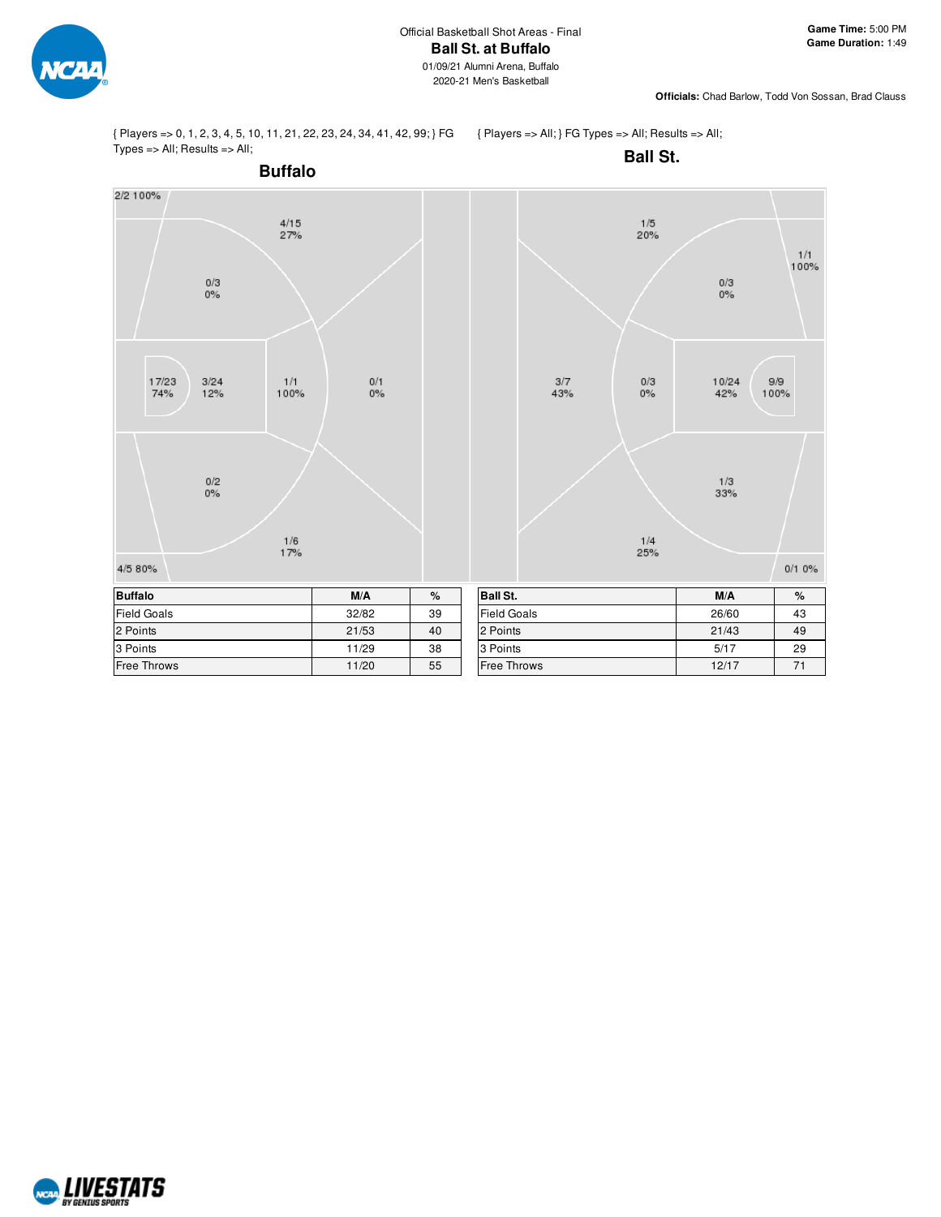Official Basketball Shot Areas - Final

**Ball St. at Buffalo**

01/09/21 Alumni Arena, Buffalo

2020-21 Men's Basketball

**Game Time:** 5:00 PM
**Game Duration:** 1:49

**Officials:** Chad Barlow, Todd Von Sossan, Brad Clauss

{ Players => 0, 1, 2, 3, 4, 5, 10, 11, 21, 22, 23, 24, 34, 41, 42, 99; } FG Types => All; Results => All;

## Buffalo

2/2 100%

4/15 27%

0/3 0%

17/23 74%

3/24 12%

1/1 100%

0/1 0%

0/2 0%

1/6 17%

4/5 80%

{ Players => All; } FG Types => All; Results => All;

## Ball St.

1/5 20%

1/1 100%

0/3 0%

3/7 43%

0/3 0%

10/24 42%

9/9 100%

1/3 33%

1/4 25%

0/1 0%

| Buffalo | M/A | % |
|---|---|---|
| Field Goals | 32/82 | 39 |
| 2 Points | 21/53 | 40 |
| 3 Points | 11/29 | 38 |
| Free Throws | 11/20 | 55 |

| Ball St. | M/A | % |
|---|---|---|
| Field Goals | 26/60 | 43 |
| 2 Points | 21/43 | 49 |
| 3 Points | 5/17 | 29 |
| Free Throws | 12/17 | 71 |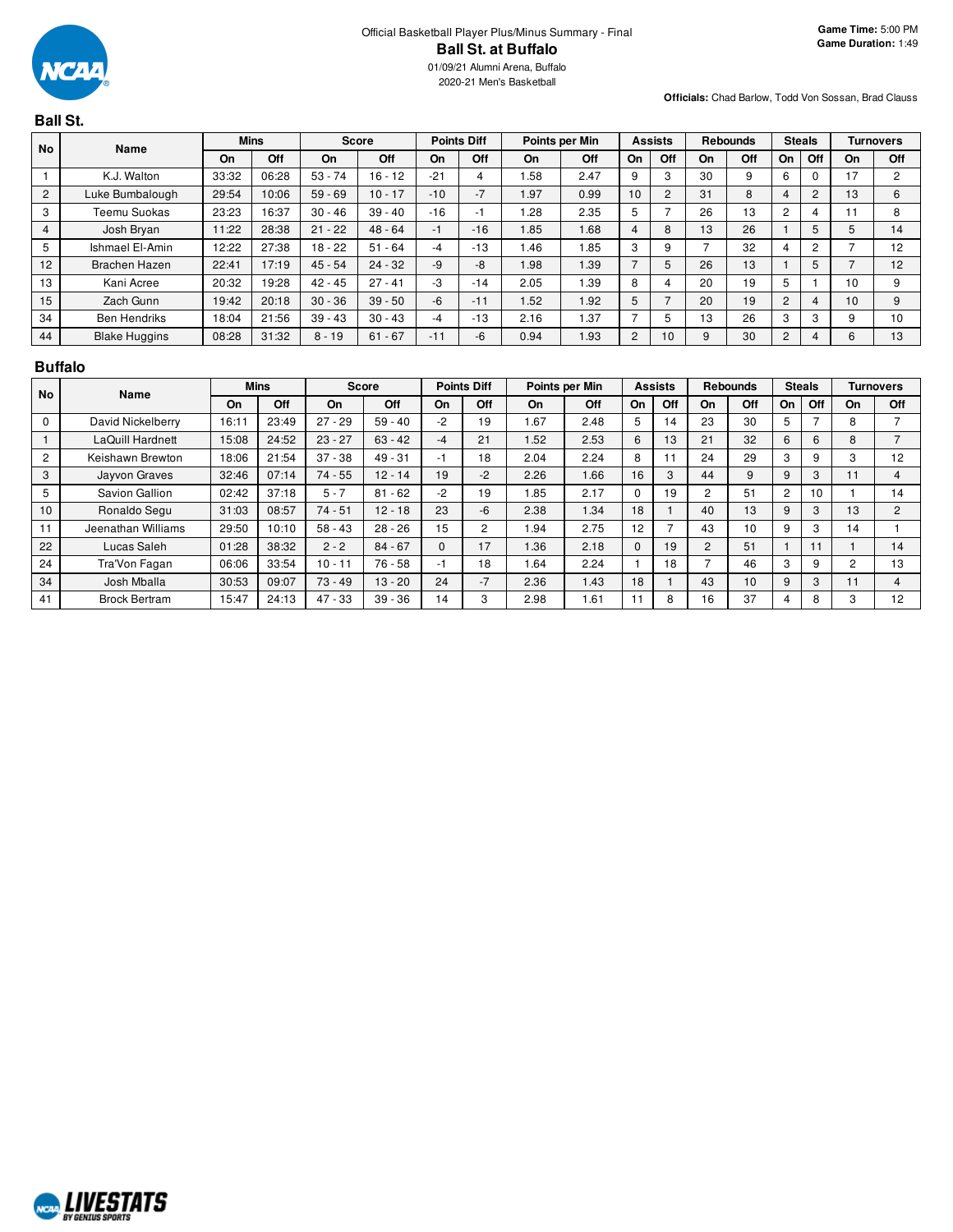Official Basketball Player Plus/Minus Summary - Final

# Ball St. at Buffalo

01/09/21 Alumni Arena, Buffalo
2020-21 Men's Basketball

**Game Time:** 5:00 PM
**Game Duration:** 1:49

**Officials:** Chad Barlow, Todd Von Sossan, Brad Clauss

## Ball St.

| No | Name | Mins | | Score | | Points Diff | | Points per Min | | Assists | | Rebounds | | Steals | | Turnovers | |
|---|---|---|---|---|---|---|---|---|---|---|---|---|---|---|---|---|---|
| | | On | Off | On | Off | On | Off | On | Off | On | Off | On | Off | On | Off | On | Off |
| 1 | K.J. Walton | 33:32 | 06:28 | 53 - 74 | 16 - 12 | -21 | 4 | 1.58 | 2.47 | 9 | 3 | 30 | 9 | 6 | 0 | 17 | 2 |
| 2 | Luke Bumbalough | 29:54 | 10:06 | 59 - 69 | 10 - 17 | -10 | -7 | 1.97 | 0.99 | 10 | 2 | 31 | 8 | 4 | 2 | 13 | 6 |
| 3 | Teemu Suokas | 23:23 | 16:37 | 30 - 46 | 39 - 40 | -16 | -1 | 1.28 | 2.35 | 5 | 7 | 26 | 13 | 2 | 4 | 11 | 8 |
| 4 | Josh Bryan | 11:22 | 28:38 | 21 - 22 | 48 - 64 | -1 | -16 | 1.85 | 1.68 | 4 | 8 | 13 | 26 | 1 | 5 | 5 | 14 |
| 5 | Ishmael El-Amin | 12:22 | 27:38 | 18 - 22 | 51 - 64 | -4 | -13 | 1.46 | 1.85 | 3 | 9 | 7 | 32 | 4 | 2 | 7 | 12 |
| 12 | Brachen Hazen | 22:41 | 17:19 | 45 - 54 | 24 - 32 | -9 | -8 | 1.98 | 1.39 | 7 | 5 | 26 | 13 | 1 | 5 | 7 | 12 |
| 13 | Kani Acree | 20:32 | 19:28 | 42 - 45 | 27 - 41 | -3 | -14 | 2.05 | 1.39 | 8 | 4 | 20 | 19 | 5 | 1 | 10 | 9 |
| 15 | Zach Gunn | 19:42 | 20:18 | 30 - 36 | 39 - 50 | -6 | -11 | 1.52 | 1.92 | 5 | 7 | 20 | 19 | 2 | 4 | 10 | 9 |
| 34 | Ben Hendriks | 18:04 | 21:56 | 39 - 43 | 30 - 43 | -4 | -13 | 2.16 | 1.37 | 7 | 5 | 13 | 26 | 3 | 3 | 9 | 10 |
| 44 | Blake Huggins | 08:28 | 31:32 | 8 - 19 | 61 - 67 | -11 | -6 | 0.94 | 1.93 | 2 | 10 | 9 | 30 | 2 | 4 | 6 | 13 |

## Buffalo

| No | Name | Mins | | Score | | Points Diff | | Points per Min | | Assists | | Rebounds | | Steals | | Turnovers | |
|---|---|---|---|---|---|---|---|---|---|---|---|---|---|---|---|---|---|
| | | On | Off | On | Off | On | Off | On | Off | On | Off | On | Off | On | Off | On | Off |
| 0 | David Nickelberry | 16:11 | 23:49 | 27 - 29 | 59 - 40 | -2 | 19 | 1.67 | 2.48 | 5 | 14 | 23 | 30 | 5 | 7 | 8 | 7 |
| 1 | LaQuill Hardnett | 15:08 | 24:52 | 23 - 27 | 63 - 42 | -4 | 21 | 1.52 | 2.53 | 6 | 13 | 21 | 32 | 6 | 6 | 8 | 7 |
| 2 | Keishawn Brewton | 18:06 | 21:54 | 37 - 38 | 49 - 31 | -1 | 18 | 2.04 | 2.24 | 8 | 11 | 24 | 29 | 3 | 9 | 3 | 12 |
| 3 | Jayvon Graves | 32:46 | 07:14 | 74 - 55 | 12 - 14 | 19 | -2 | 2.26 | 1.66 | 16 | 3 | 44 | 9 | 9 | 3 | 11 | 4 |
| 5 | Savion Gallion | 02:42 | 37:18 | 5 - 7 | 81 - 62 | -2 | 19 | 1.85 | 2.17 | 0 | 19 | 2 | 51 | 2 | 10 | 1 | 14 |
| 10 | Ronaldo Segu | 31:03 | 08:57 | 74 - 51 | 12 - 18 | 23 | -6 | 2.38 | 1.34 | 18 | 1 | 40 | 13 | 9 | 3 | 13 | 2 |
| 11 | Jeenathan Williams | 29:50 | 10:10 | 58 - 43 | 28 - 26 | 15 | 2 | 1.94 | 2.75 | 12 | 7 | 43 | 10 | 9 | 3 | 14 | 1 |
| 22 | Lucas Saleh | 01:28 | 38:32 | 2 - 2 | 84 - 67 | 0 | 17 | 1.36 | 2.18 | 0 | 19 | 2 | 51 | 1 | 11 | 1 | 14 |
| 24 | Tra'Von Fagan | 06:06 | 33:54 | 10 - 11 | 76 - 58 | -1 | 18 | 1.64 | 2.24 | 1 | 18 | 7 | 46 | 3 | 9 | 2 | 13 |
| 34 | Josh Mballa | 30:53 | 09:07 | 73 - 49 | 13 - 20 | 24 | -7 | 2.36 | 1.43 | 18 | 1 | 43 | 10 | 9 | 3 | 11 | 4 |
| 41 | Brock Bertram | 15:47 | 24:13 | 47 - 33 | 39 - 36 | 14 | 3 | 2.98 | 1.61 | 11 | 8 | 16 | 37 | 4 | 8 | 3 | 12 |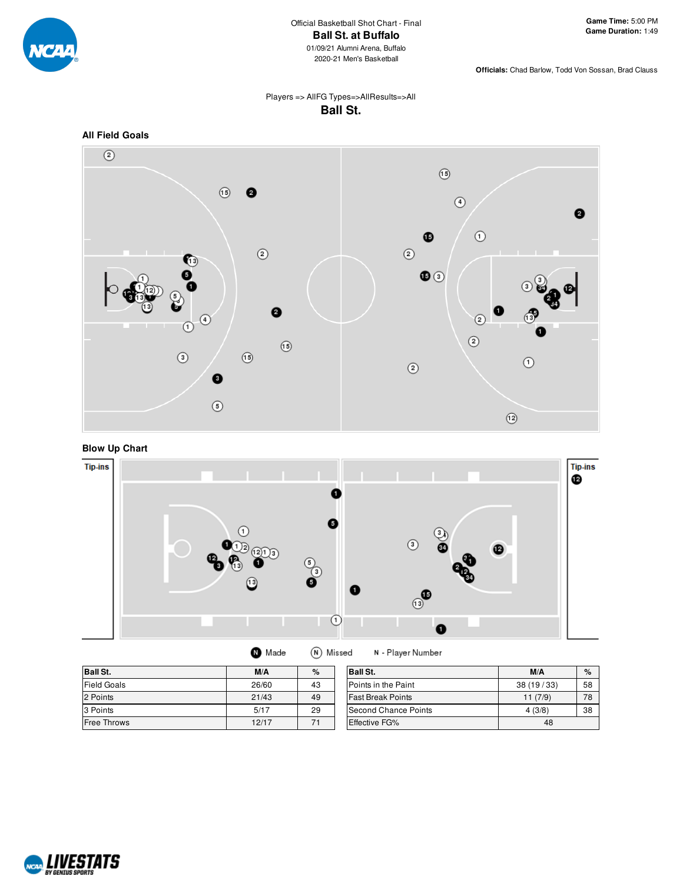Official Basketball Shot Chart - Final

# Ball St. at Buffalo

01/09/21 Alumni Arena, Buffalo
2020-21 Men's Basketball

**Game Time:** 5:00 PM
**Game Duration:** 1:49

**Officials:** Chad Barlow, Todd Von Sossan, Brad Clauss

Players => AllFG Types=>AllResults=>All

## Ball St.

### All Field Goals

### Blow Up Chart

Tip-ins

Tip-ins

Made · Missed · N - Player Number

| Ball St. | M/A | % |
|---|---|---|
| Field Goals | 26/60 | 43 |
| 2 Points | 21/43 | 49 |
| 3 Points | 5/17 | 29 |
| Free Throws | 12/17 | 71 |

| Ball St. | M/A | % |
|---|---|---|
| Points in the Paint | 38 (19 / 33) | 58 |
| Fast Break Points | 11 (7/9) | 78 |
| Second Chance Points | 4 (3/8) | 38 |
| Effective FG% | 48 | |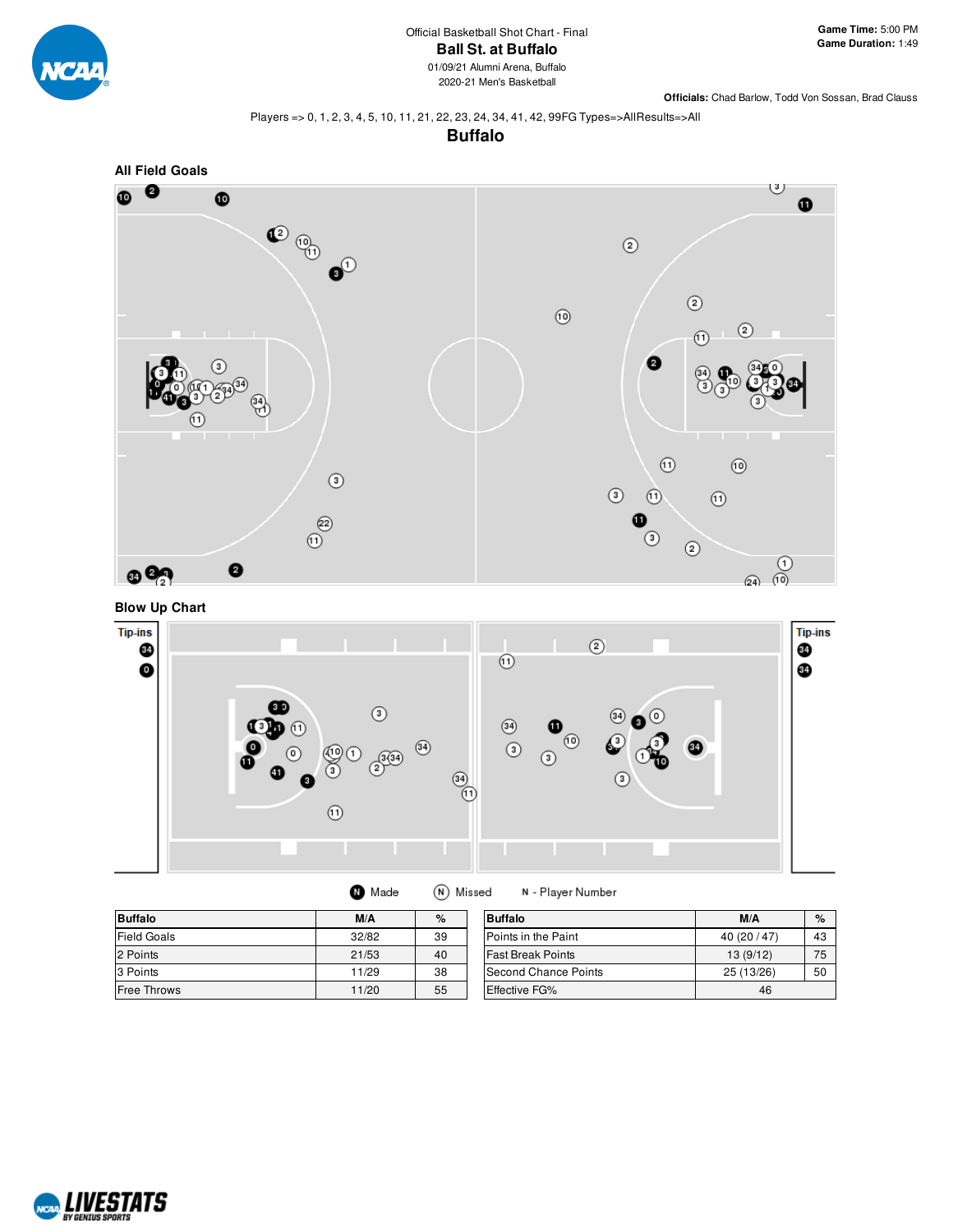Official Basketball Shot Chart - Final

## Ball St. at Buffalo

01/09/21 Alumni Arena, Buffalo

2020-21 Men's Basketball

**Game Time:** 5:00 PM
**Game Duration:** 1:49

**Officials:** Chad Barlow, Todd Von Sossan, Brad Clauss

Players => 0, 1, 2, 3, 4, 5, 10, 11, 21, 22, 23, 24, 34, 41, 42, 99FG Types=>AllResults=>All

## Buffalo

### All Field Goals

### Blow Up Chart

Tip-ins

Tip-ins

Made    Missed    N - Player Number

| Buffalo | M/A | % |
|---|---|---|
| Field Goals | 32/82 | 39 |
| 2 Points | 21/53 | 40 |
| 3 Points | 11/29 | 38 |
| Free Throws | 11/20 | 55 |

| Buffalo | M/A | % |
|---|---|---|
| Points in the Paint | 40 (20 / 47) | 43 |
| Fast Break Points | 13 (9/12) | 75 |
| Second Chance Points | 25 (13/26) | 50 |
| Effective FG% | 46 | |